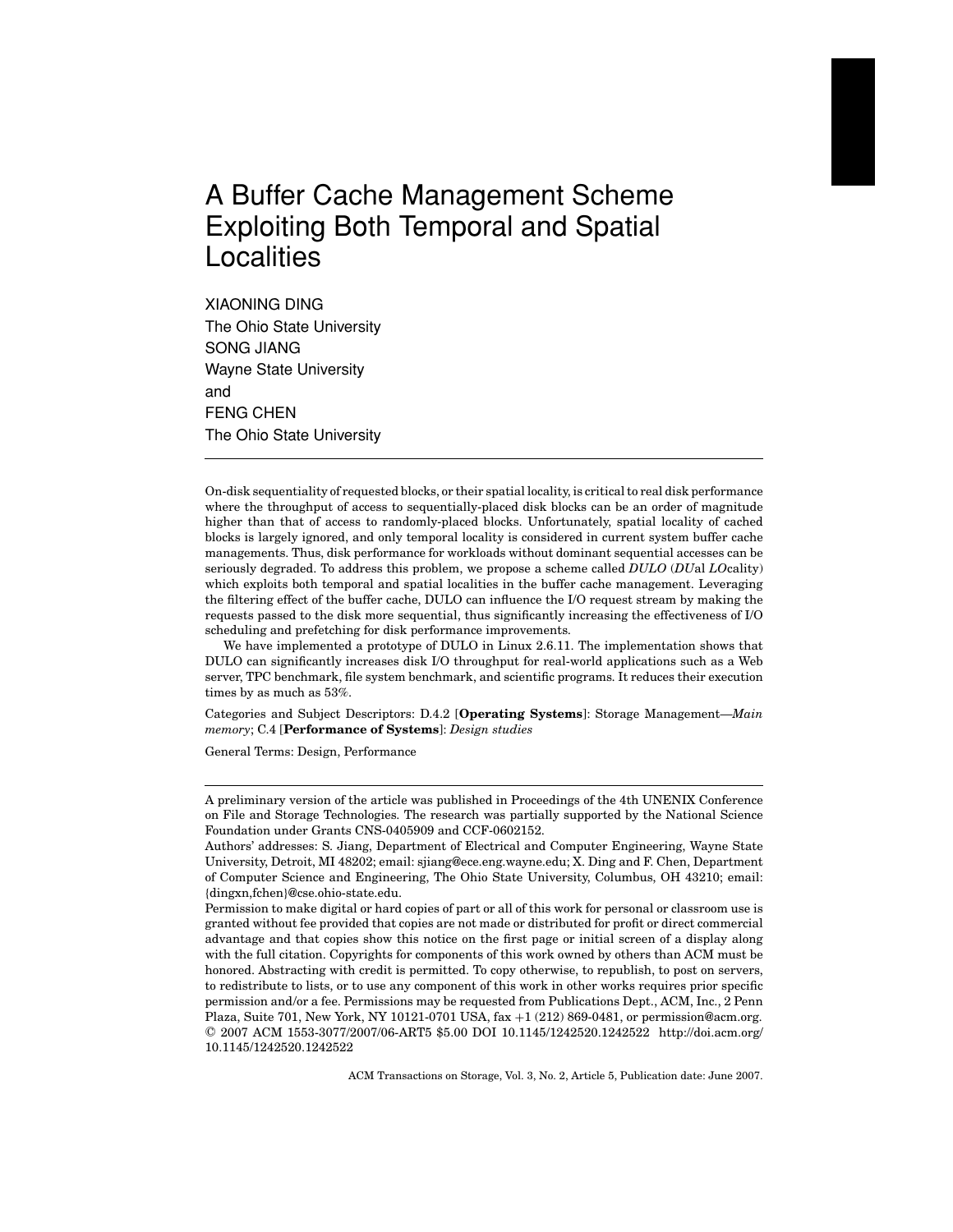# A Buffer Cache Management Scheme Exploiting Both Temporal and Spatial Localities

XIAONING DING  
The Ohio State University  
SONG JIANG  
Wayne State University  
and  
FENG CHEN  
The Ohio State University

---

On-disk sequentiality of requested blocks, or their spatial locality, is critical to real disk performance where the throughput of access to sequentially-placed disk blocks can be an order of magnitude higher than that of access to randomly-placed blocks. Unfortunately, spatial locality of cached blocks is largely ignored, and only temporal locality is considered in current system buffer cache managements. Thus, disk performance for workloads without dominant sequential accesses can be seriously degraded. To address this problem, we propose a scheme called *DULO* (*DU*al *LO*cality) which exploits both temporal and spatial localities in the buffer cache management. Leveraging the filtering effect of the buffer cache, DULO can influence the I/O request stream by making the requests passed to the disk more sequential, thus significantly increasing the effectiveness of I/O scheduling and prefetching for disk performance improvements.

We have implemented a prototype of DULO in Linux 2.6.11. The implementation shows that DULO can significantly increases disk I/O throughput for real-world applications such as a Web server, TPC benchmark, file system benchmark, and scientific programs. It reduces their execution times by as much as 53%.

Categories and Subject Descriptors: D.4.2 [**Operating Systems**]: Storage Management—*Main memory*; C.4 [**Performance of Systems**]: *Design studies*

General Terms: Design, Performance

---

A preliminary version of the article was published in Proceedings of the 4th UNENIX Conference on File and Storage Technologies. The research was partially supported by the National Science Foundation under Grants CNS-0405909 and CCF-0602152.

Authors' addresses: S. Jiang, Department of Electrical and Computer Engineering, Wayne State University, Detroit, MI 48202; email: sjiang@ece.eng.wayne.edu; X. Ding and F. Chen, Department of Computer Science and Engineering, The Ohio State University, Columbus, OH 43210; email: {dingxn,fchen}@cse.ohio-state.edu.

Permission to make digital or hard copies of part or all of this work for personal or classroom use is granted without fee provided that copies are not made or distributed for profit or direct commercial advantage and that copies show this notice on the first page or initial screen of a display along with the full citation. Copyrights for components of this work owned by others than ACM must be honored. Abstracting with credit is permitted. To copy otherwise, to republish, to post on servers, to redistribute to lists, or to use any component of this work in other works requires prior specific permission and/or a fee. Permissions may be requested from Publications Dept., ACM, Inc., 2 Penn Plaza, Suite 701, New York, NY 10121-0701 USA, fax +1 (212) 869-0481, or permission@acm.org.
© 2007 ACM 1553-3077/2007/06-ART5 $5.00 DOI 10.1145/1242520.1242522 http://doi.acm.org/10.1145/1242520.1242522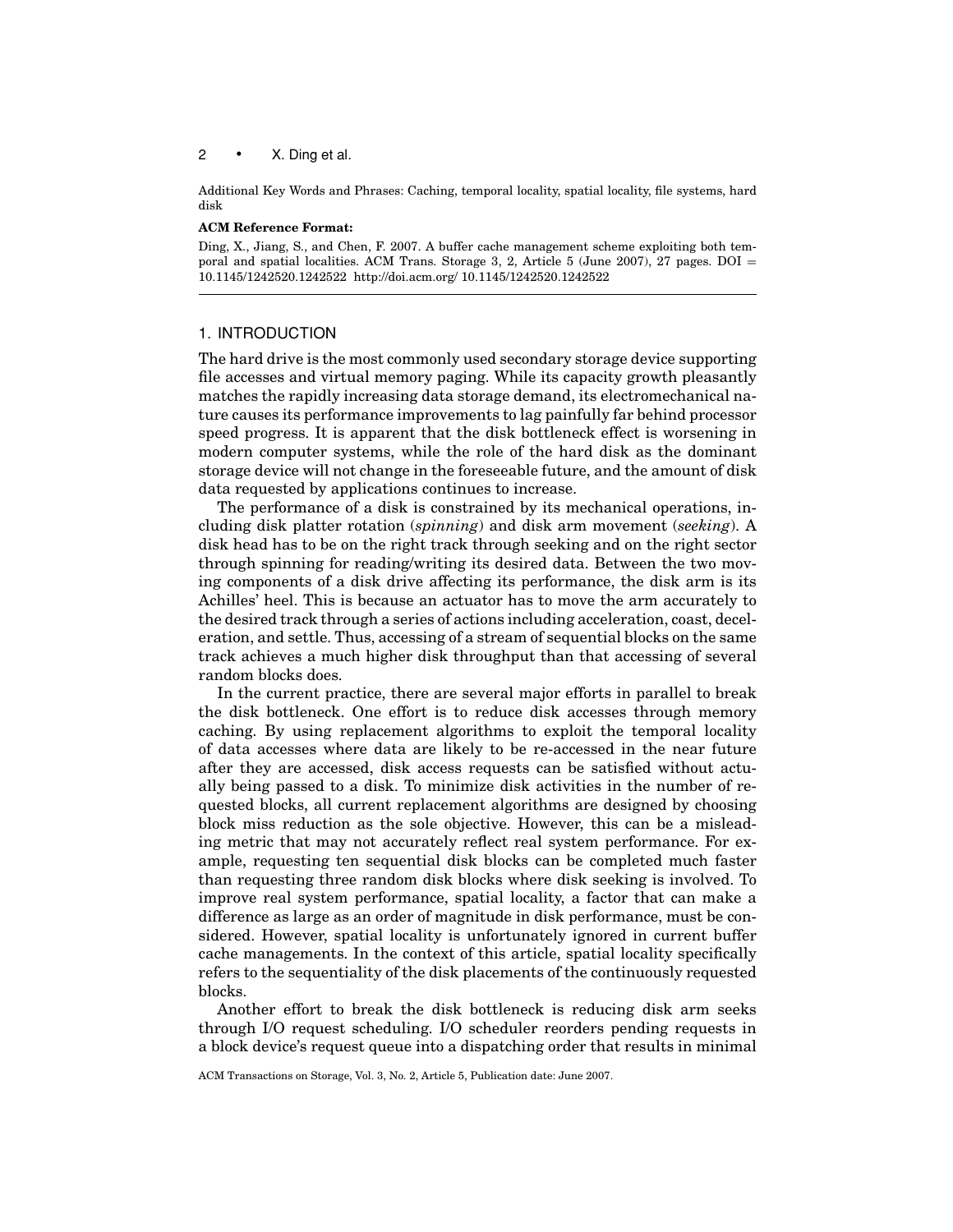Additional Key Words and Phrases: Caching, temporal locality, spatial locality, file systems, hard disk

**ACM Reference Format:**

Ding, X., Jiang, S., and Chen, F. 2007. A buffer cache management scheme exploiting both temporal and spatial localities. ACM Trans. Storage 3, 2, Article 5 (June 2007), 27 pages. DOI = 10.1145/1242520.1242522 http://doi.acm.org/ 10.1145/1242520.1242522

## 1. INTRODUCTION

The hard drive is the most commonly used secondary storage device supporting file accesses and virtual memory paging. While its capacity growth pleasantly matches the rapidly increasing data storage demand, its electromechanical nature causes its performance improvements to lag painfully far behind processor speed progress. It is apparent that the disk bottleneck effect is worsening in modern computer systems, while the role of the hard disk as the dominant storage device will not change in the foreseeable future, and the amount of disk data requested by applications continues to increase.

The performance of a disk is constrained by its mechanical operations, including disk platter rotation (*spinning*) and disk arm movement (*seeking*). A disk head has to be on the right track through seeking and on the right sector through spinning for reading/writing its desired data. Between the two moving components of a disk drive affecting its performance, the disk arm is its Achilles' heel. This is because an actuator has to move the arm accurately to the desired track through a series of actions including acceleration, coast, deceleration, and settle. Thus, accessing of a stream of sequential blocks on the same track achieves a much higher disk throughput than that accessing of several random blocks does.

In the current practice, there are several major efforts in parallel to break the disk bottleneck. One effort is to reduce disk accesses through memory caching. By using replacement algorithms to exploit the temporal locality of data accesses where data are likely to be re-accessed in the near future after they are accessed, disk access requests can be satisfied without actually being passed to a disk. To minimize disk activities in the number of requested blocks, all current replacement algorithms are designed by choosing block miss reduction as the sole objective. However, this can be a misleading metric that may not accurately reflect real system performance. For example, requesting ten sequential disk blocks can be completed much faster than requesting three random disk blocks where disk seeking is involved. To improve real system performance, spatial locality, a factor that can make a difference as large as an order of magnitude in disk performance, must be considered. However, spatial locality is unfortunately ignored in current buffer cache managements. In the context of this article, spatial locality specifically refers to the sequentiality of the disk placements of the continuously requested blocks.

Another effort to break the disk bottleneck is reducing disk arm seeks through I/O request scheduling. I/O scheduler reorders pending requests in a block device's request queue into a dispatching order that results in minimal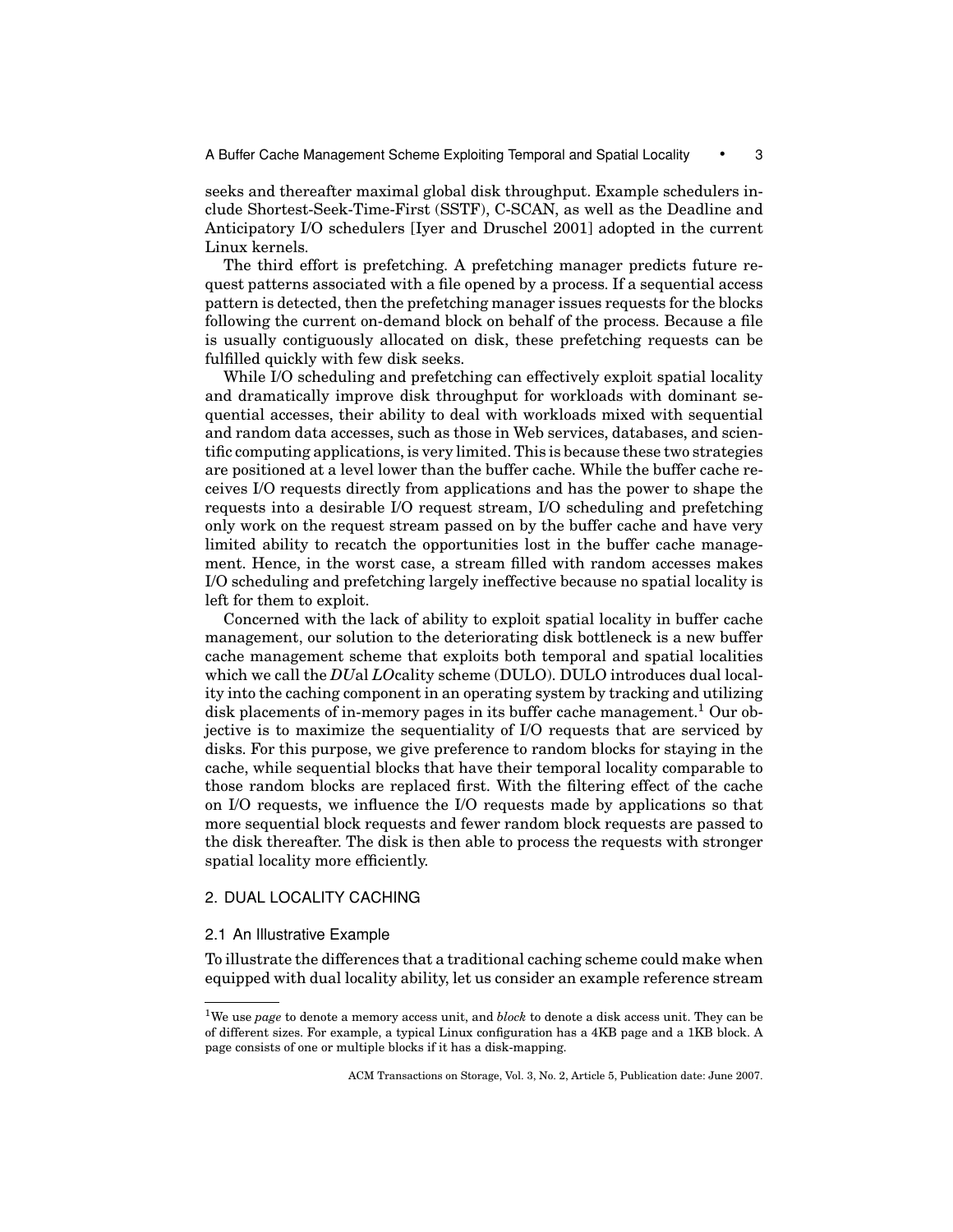seeks and thereafter maximal global disk throughput. Example schedulers include Shortest-Seek-Time-First (SSTF), C-SCAN, as well as the Deadline and Anticipatory I/O schedulers [Iyer and Druschel 2001] adopted in the current Linux kernels.

The third effort is prefetching. A prefetching manager predicts future request patterns associated with a file opened by a process. If a sequential access pattern is detected, then the prefetching manager issues requests for the blocks following the current on-demand block on behalf of the process. Because a file is usually contiguously allocated on disk, these prefetching requests can be fulfilled quickly with few disk seeks.

While I/O scheduling and prefetching can effectively exploit spatial locality and dramatically improve disk throughput for workloads with dominant sequential accesses, their ability to deal with workloads mixed with sequential and random data accesses, such as those in Web services, databases, and scientific computing applications, is very limited. This is because these two strategies are positioned at a level lower than the buffer cache. While the buffer cache receives I/O requests directly from applications and has the power to shape the requests into a desirable I/O request stream, I/O scheduling and prefetching only work on the request stream passed on by the buffer cache and have very limited ability to recatch the opportunities lost in the buffer cache management. Hence, in the worst case, a stream filled with random accesses makes I/O scheduling and prefetching largely ineffective because no spatial locality is left for them to exploit.

Concerned with the lack of ability to exploit spatial locality in buffer cache management, our solution to the deteriorating disk bottleneck is a new buffer cache management scheme that exploits both temporal and spatial localities which we call the *DU*al *LO*cality scheme (DULO). DULO introduces dual locality into the caching component in an operating system by tracking and utilizing disk placements of in-memory pages in its buffer cache management.[1] Our objective is to maximize the sequentiality of I/O requests that are serviced by disks. For this purpose, we give preference to random blocks for staying in the cache, while sequential blocks that have their temporal locality comparable to those random blocks are replaced first. With the filtering effect of the cache on I/O requests, we influence the I/O requests made by applications so that more sequential block requests and fewer random block requests are passed to the disk thereafter. The disk is then able to process the requests with stronger spatial locality more efficiently.

## 2. DUAL LOCALITY CACHING

### 2.1 An Illustrative Example

To illustrate the differences that a traditional caching scheme could make when equipped with dual locality ability, let us consider an example reference stream

[1] We use *page* to denote a memory access unit, and *block* to denote a disk access unit. They can be of different sizes. For example, a typical Linux configuration has a 4KB page and a 1KB block. A page consists of one or multiple blocks if it has a disk-mapping.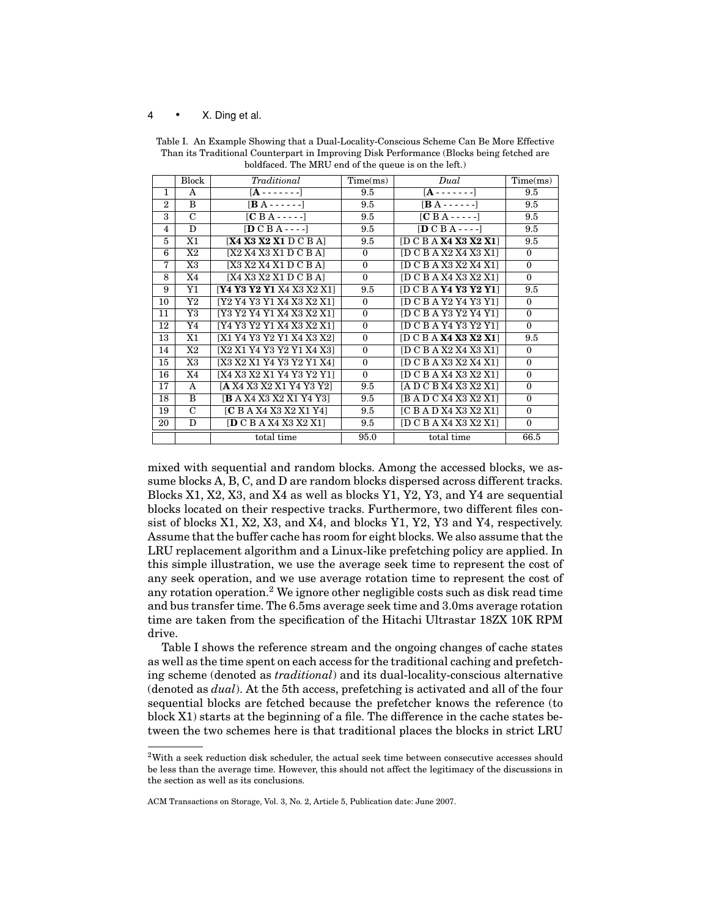Table I. An Example Showing that a Dual-Locality-Conscious Scheme Can Be More Effective Than its Traditional Counterpart in Improving Disk Performance (Blocks being fetched are boldfaced. The MRU end of the queue is on the left.)

| | Block | *Traditional* | Time(ms) | *Dual* | Time(ms) |
|---|---|---|---|---|---|
| 1 | A | [**A** - - - - - - -] | 9.5 | [**A** - - - - - - -] | 9.5 |
| 2 | B | [**B** A - - - - - -] | 9.5 | [**B** A - - - - - -] | 9.5 |
| 3 | C | [**C** B A - - - - -] | 9.5 | [**C** B A - - - - -] | 9.5 |
| 4 | D | [**D** C B A - - - -] | 9.5 | [**D** C B A - - - -] | 9.5 |
| 5 | X1 | [**X4 X3 X2 X1** D C B A] | 9.5 | [D C B A **X4 X3 X2 X1**] | 9.5 |
| 6 | X2 | [X2 X4 X3 X1 D C B A] | 0 | [D C B A X2 X4 X3 X1] | 0 |
| 7 | X3 | [X3 X2 X4 X1 D C B A] | 0 | [D C B A X3 X2 X4 X1] | 0 |
| 8 | X4 | [X4 X3 X2 X1 D C B A] | 0 | [D C B A X4 X3 X2 X1] | 0 |
| 9 | Y1 | [**Y4 Y3 Y2 Y1** X4 X3 X2 X1] | 9.5 | [D C B A **Y4 Y3 Y2 Y1**] | 9.5 |
| 10 | Y2 | [Y2 Y4 Y3 Y1 X4 X3 X2 X1] | 0 | [D C B A Y2 Y4 Y3 Y1] | 0 |
| 11 | Y3 | [Y3 Y2 Y4 Y1 X4 X3 X2 X1] | 0 | [D C B A Y3 Y2 Y4 Y1] | 0 |
| 12 | Y4 | [Y4 Y3 Y2 Y1 X4 X3 X2 X1] | 0 | [D C B A Y4 Y3 Y2 Y1] | 0 |
| 13 | X1 | [X1 Y4 Y3 Y2 Y1 X4 X3 X2] | 0 | [D C B A **X4 X3 X2 X1**] | 9.5 |
| 14 | X2 | [X2 X1 Y4 Y3 Y2 Y1 X4 X3] | 0 | [D C B A X2 X4 X3 X1] | 0 |
| 15 | X3 | [X3 X2 X1 Y4 Y3 Y2 Y1 X4] | 0 | [D C B A X3 X2 X4 X1] | 0 |
| 16 | X4 | [X4 X3 X2 X1 Y4 Y3 Y2 Y1] | 0 | [D C B A X4 X3 X2 X1] | 0 |
| 17 | A | [**A** X4 X3 X2 X1 Y4 Y3 Y2] | 9.5 | [A D C B X4 X3 X2 X1] | 0 |
| 18 | B | [**B** A X4 X3 X2 X1 Y4 Y3] | 9.5 | [B A D C X4 X3 X2 X1] | 0 |
| 19 | C | [**C** B A X4 X3 X2 X1 Y4] | 9.5 | [C B A D X4 X3 X2 X1] | 0 |
| 20 | D | [**D** C B A X4 X3 X2 X1] | 9.5 | [D C B A X4 X3 X2 X1] | 0 |
| | | total time | 95.0 | total time | 66.5 |

mixed with sequential and random blocks. Among the accessed blocks, we assume blocks A, B, C, and D are random blocks dispersed across different tracks. Blocks X1, X2, X3, and X4 as well as blocks Y1, Y2, Y3, and Y4 are sequential blocks located on their respective tracks. Furthermore, two different files consist of blocks X1, X2, X3, and X4, and blocks Y1, Y2, Y3 and Y4, respectively. Assume that the buffer cache has room for eight blocks. We also assume that the LRU replacement algorithm and a Linux-like prefetching policy are applied. In this simple illustration, we use the average seek time to represent the cost of any seek operation, and we use average rotation time to represent the cost of any rotation operation.[2] We ignore other negligible costs such as disk read time and bus transfer time. The 6.5ms average seek time and 3.0ms average rotation time are taken from the specification of the Hitachi Ultrastar 18ZX 10K RPM drive.

Table I shows the reference stream and the ongoing changes of cache states as well as the time spent on each access for the traditional caching and prefetching scheme (denoted as *traditional*) and its dual-locality-conscious alternative (denoted as *dual*). At the 5th access, prefetching is activated and all of the four sequential blocks are fetched because the prefetcher knows the reference (to block X1) starts at the beginning of a file. The difference in the cache states between the two schemes here is that traditional places the blocks in strict LRU

[2]With a seek reduction disk scheduler, the actual seek time between consecutive accesses should be less than the average time. However, this should not affect the legitimacy of the discussions in the section as well as its conclusions.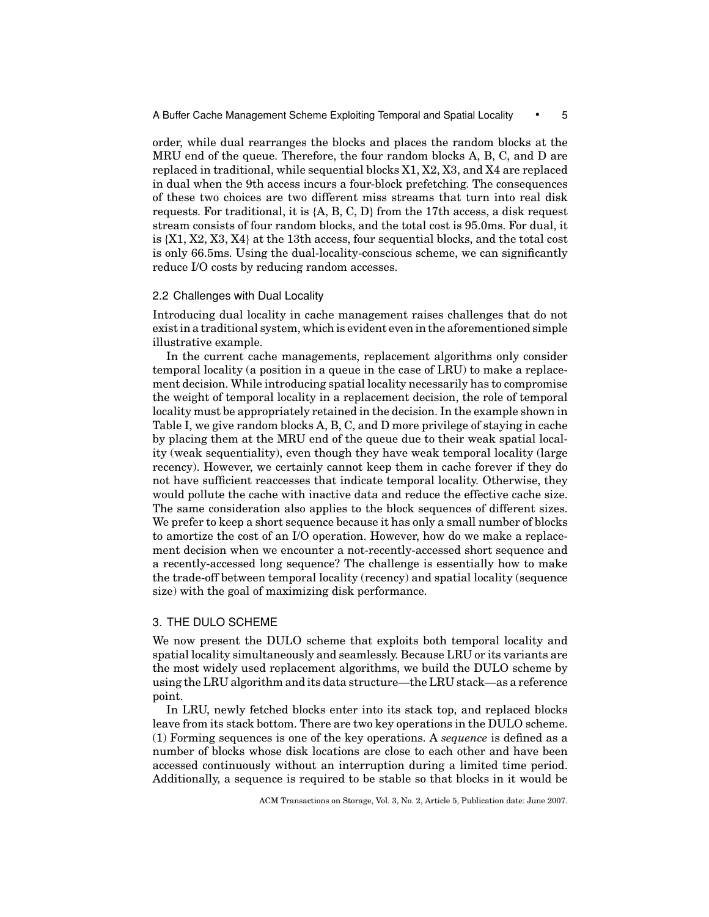order, while dual rearranges the blocks and places the random blocks at the MRU end of the queue. Therefore, the four random blocks A, B, C, and D are replaced in traditional, while sequential blocks X1, X2, X3, and X4 are replaced in dual when the 9th access incurs a four-block prefetching. The consequences of these two choices are two different miss streams that turn into real disk requests. For traditional, it is {A, B, C, D} from the 17th access, a disk request stream consists of four random blocks, and the total cost is 95.0ms. For dual, it is {X1, X2, X3, X4} at the 13th access, four sequential blocks, and the total cost is only 66.5ms. Using the dual-locality-conscious scheme, we can significantly reduce I/O costs by reducing random accesses.

### 2.2 Challenges with Dual Locality

Introducing dual locality in cache management raises challenges that do not exist in a traditional system, which is evident even in the aforementioned simple illustrative example.

In the current cache managements, replacement algorithms only consider temporal locality (a position in a queue in the case of LRU) to make a replacement decision. While introducing spatial locality necessarily has to compromise the weight of temporal locality in a replacement decision, the role of temporal locality must be appropriately retained in the decision. In the example shown in Table I, we give random blocks A, B, C, and D more privilege of staying in cache by placing them at the MRU end of the queue due to their weak spatial locality (weak sequentiality), even though they have weak temporal locality (large recency). However, we certainly cannot keep them in cache forever if they do not have sufficient reaccesses that indicate temporal locality. Otherwise, they would pollute the cache with inactive data and reduce the effective cache size. The same consideration also applies to the block sequences of different sizes. We prefer to keep a short sequence because it has only a small number of blocks to amortize the cost of an I/O operation. However, how do we make a replacement decision when we encounter a not-recently-accessed short sequence and a recently-accessed long sequence? The challenge is essentially how to make the trade-off between temporal locality (recency) and spatial locality (sequence size) with the goal of maximizing disk performance.

## 3. THE DULO SCHEME

We now present the DULO scheme that exploits both temporal locality and spatial locality simultaneously and seamlessly. Because LRU or its variants are the most widely used replacement algorithms, we build the DULO scheme by using the LRU algorithm and its data structure—the LRU stack—as a reference point.

In LRU, newly fetched blocks enter into its stack top, and replaced blocks leave from its stack bottom. There are two key operations in the DULO scheme. (1) Forming sequences is one of the key operations. A *sequence* is defined as a number of blocks whose disk locations are close to each other and have been accessed continuously without an interruption during a limited time period. Additionally, a sequence is required to be stable so that blocks in it would be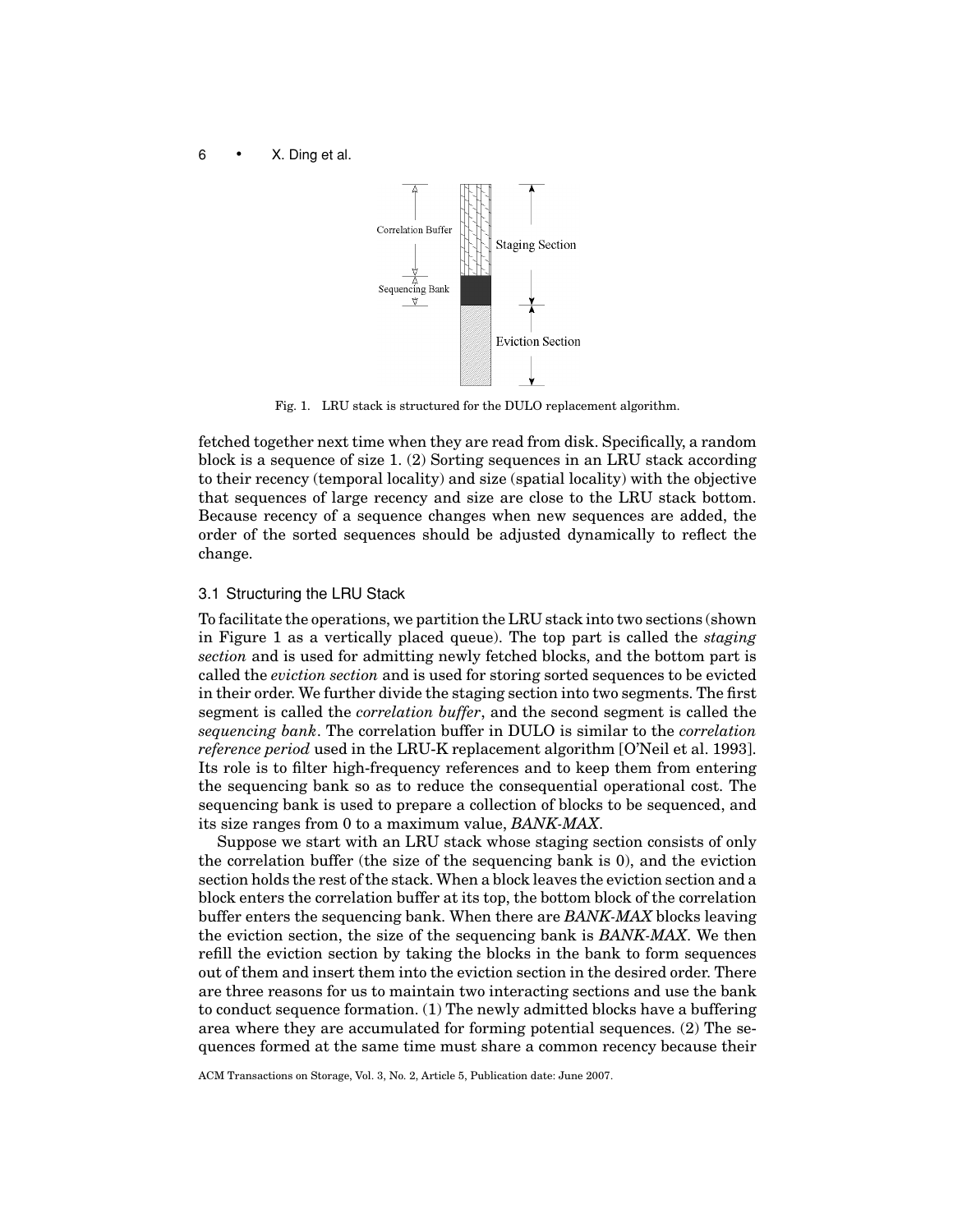Fig. 1. LRU stack is structured for the DULO replacement algorithm.

fetched together next time when they are read from disk. Specifically, a random block is a sequence of size 1. (2) Sorting sequences in an LRU stack according to their recency (temporal locality) and size (spatial locality) with the objective that sequences of large recency and size are close to the LRU stack bottom. Because recency of a sequence changes when new sequences are added, the order of the sorted sequences should be adjusted dynamically to reflect the change.

### 3.1 Structuring the LRU Stack

To facilitate the operations, we partition the LRU stack into two sections (shown in Figure 1 as a vertically placed queue). The top part is called the *staging section* and is used for admitting newly fetched blocks, and the bottom part is called the *eviction section* and is used for storing sorted sequences to be evicted in their order. We further divide the staging section into two segments. The first segment is called the *correlation buffer*, and the second segment is called the *sequencing bank*. The correlation buffer in DULO is similar to the *correlation reference period* used in the LRU-K replacement algorithm [O'Neil et al. 1993]. Its role is to filter high-frequency references and to keep them from entering the sequencing bank so as to reduce the consequential operational cost. The sequencing bank is used to prepare a collection of blocks to be sequenced, and its size ranges from 0 to a maximum value, *BANK-MAX*.

Suppose we start with an LRU stack whose staging section consists of only the correlation buffer (the size of the sequencing bank is 0), and the eviction section holds the rest of the stack. When a block leaves the eviction section and a block enters the correlation buffer at its top, the bottom block of the correlation buffer enters the sequencing bank. When there are *BANK-MAX* blocks leaving the eviction section, the size of the sequencing bank is *BANK-MAX*. We then refill the eviction section by taking the blocks in the bank to form sequences out of them and insert them into the eviction section in the desired order. There are three reasons for us to maintain two interacting sections and use the bank to conduct sequence formation. (1) The newly admitted blocks have a buffering area where they are accumulated for forming potential sequences. (2) The sequences formed at the same time must share a common recency because their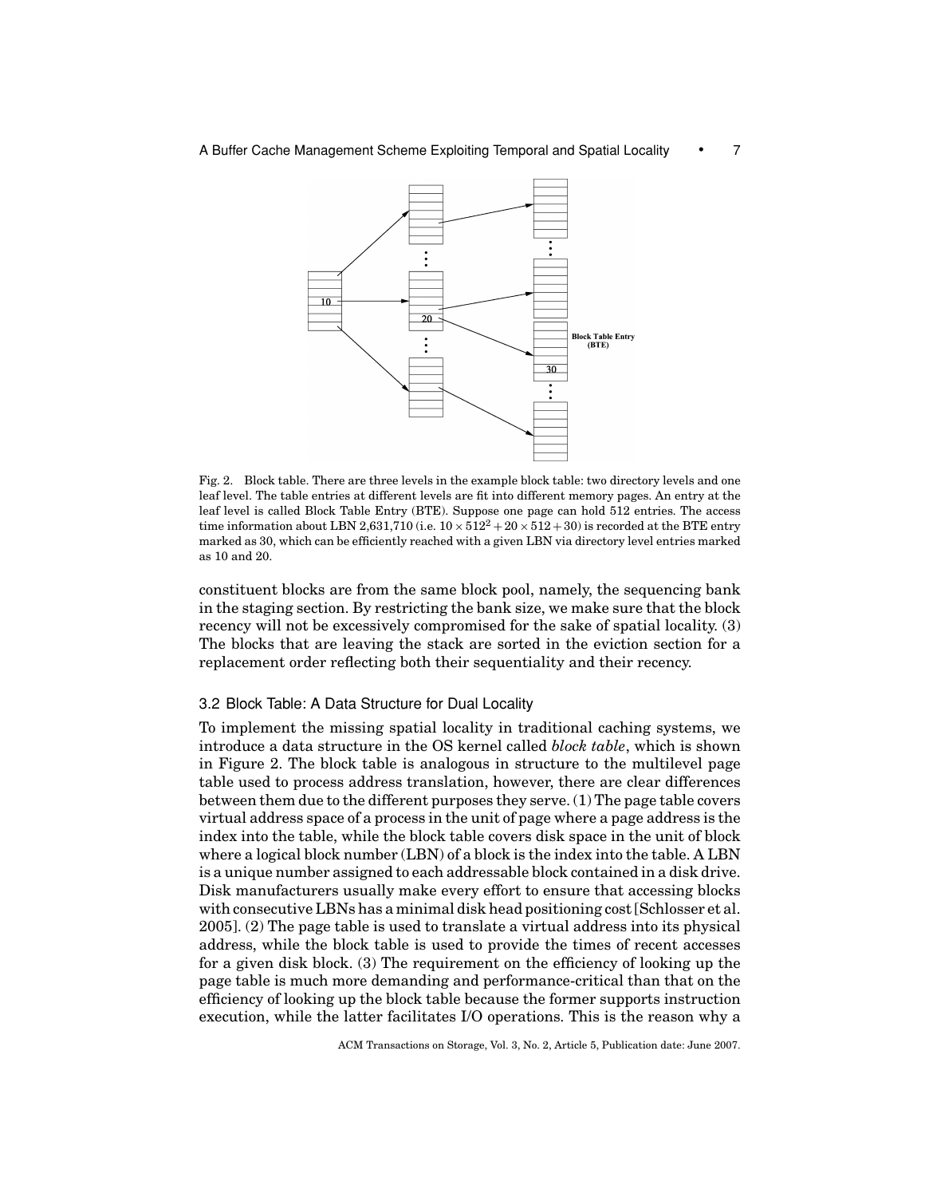Fig. 2. Block table. There are three levels in the example block table: two directory levels and one leaf level. The table entries at different levels are fit into different memory pages. An entry at the leaf level is called Block Table Entry (BTE). Suppose one page can hold 512 entries. The access time information about LBN 2,631,710 (i.e. $10 \times 512^2 + 20 \times 512 + 30$) is recorded at the BTE entry marked as 30, which can be efficiently reached with a given LBN via directory level entries marked as 10 and 20.

constituent blocks are from the same block pool, namely, the sequencing bank in the staging section. By restricting the bank size, we make sure that the block recency will not be excessively compromised for the sake of spatial locality. (3) The blocks that are leaving the stack are sorted in the eviction section for a replacement order reflecting both their sequentiality and their recency.

### 3.2 Block Table: A Data Structure for Dual Locality

To implement the missing spatial locality in traditional caching systems, we introduce a data structure in the OS kernel called *block table*, which is shown in Figure 2. The block table is analogous in structure to the multilevel page table used to process address translation, however, there are clear differences between them due to the different purposes they serve. (1) The page table covers virtual address space of a process in the unit of page where a page address is the index into the table, while the block table covers disk space in the unit of block where a logical block number (LBN) of a block is the index into the table. A LBN is a unique number assigned to each addressable block contained in a disk drive. Disk manufacturers usually make every effort to ensure that accessing blocks with consecutive LBNs has a minimal disk head positioning cost [Schlosser et al. 2005]. (2) The page table is used to translate a virtual address into its physical address, while the block table is used to provide the times of recent accesses for a given disk block. (3) The requirement on the efficiency of looking up the page table is much more demanding and performance-critical than that on the efficiency of looking up the block table because the former supports instruction execution, while the latter facilitates I/O operations. This is the reason why a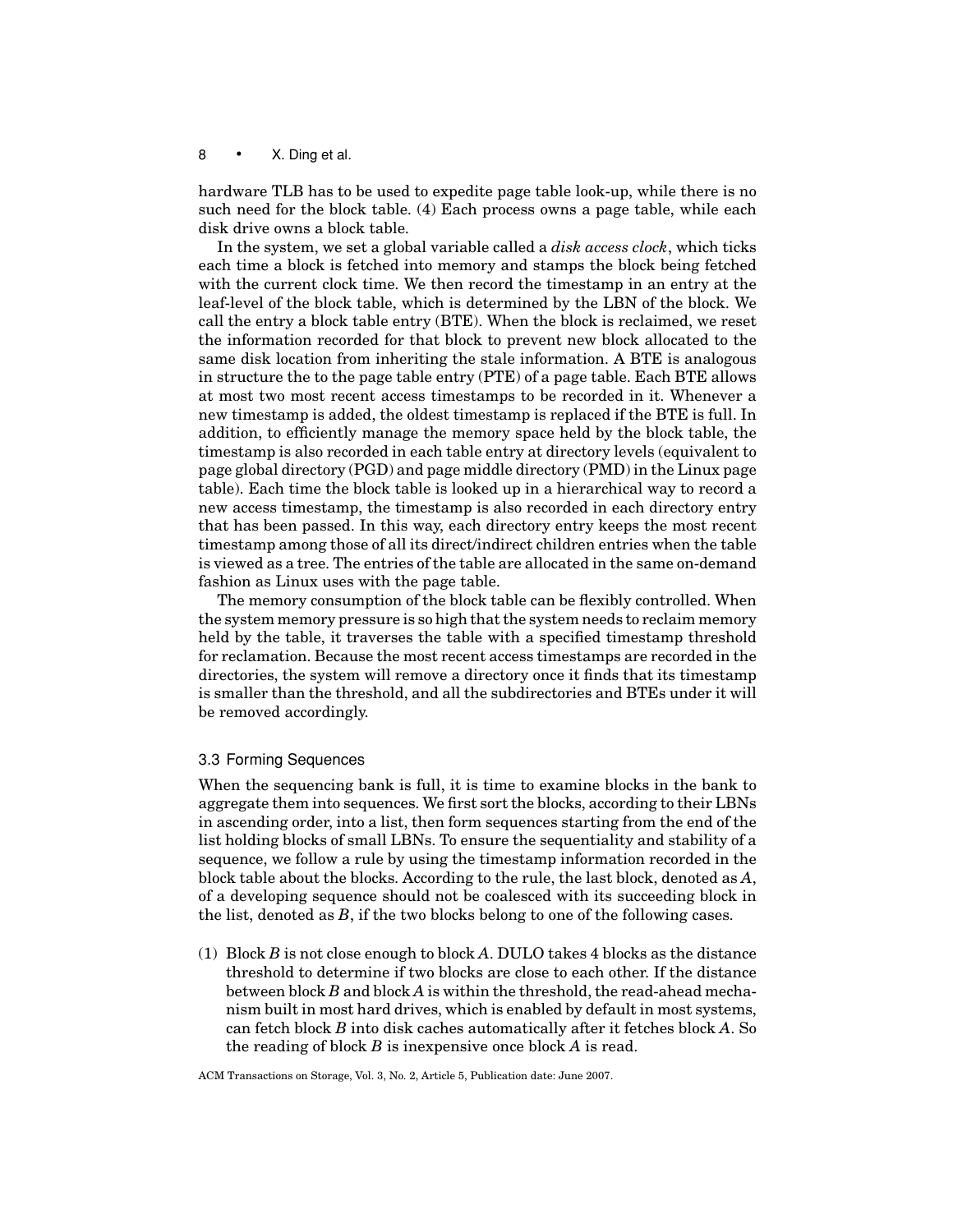hardware TLB has to be used to expedite page table look-up, while there is no such need for the block table. (4) Each process owns a page table, while each disk drive owns a block table.

In the system, we set a global variable called a *disk access clock*, which ticks each time a block is fetched into memory and stamps the block being fetched with the current clock time. We then record the timestamp in an entry at the leaf-level of the block table, which is determined by the LBN of the block. We call the entry a block table entry (BTE). When the block is reclaimed, we reset the information recorded for that block to prevent new block allocated to the same disk location from inheriting the stale information. A BTE is analogous in structure the to the page table entry (PTE) of a page table. Each BTE allows at most two most recent access timestamps to be recorded in it. Whenever a new timestamp is added, the oldest timestamp is replaced if the BTE is full. In addition, to efficiently manage the memory space held by the block table, the timestamp is also recorded in each table entry at directory levels (equivalent to page global directory (PGD) and page middle directory (PMD) in the Linux page table). Each time the block table is looked up in a hierarchical way to record a new access timestamp, the timestamp is also recorded in each directory entry that has been passed. In this way, each directory entry keeps the most recent timestamp among those of all its direct/indirect children entries when the table is viewed as a tree. The entries of the table are allocated in the same on-demand fashion as Linux uses with the page table.

The memory consumption of the block table can be flexibly controlled. When the system memory pressure is so high that the system needs to reclaim memory held by the table, it traverses the table with a specified timestamp threshold for reclamation. Because the most recent access timestamps are recorded in the directories, the system will remove a directory once it finds that its timestamp is smaller than the threshold, and all the subdirectories and BTEs under it will be removed accordingly.

### 3.3 Forming Sequences

When the sequencing bank is full, it is time to examine blocks in the bank to aggregate them into sequences. We first sort the blocks, according to their LBNs in ascending order, into a list, then form sequences starting from the end of the list holding blocks of small LBNs. To ensure the sequentiality and stability of a sequence, we follow a rule by using the timestamp information recorded in the block table about the blocks. According to the rule, the last block, denoted as $A$, of a developing sequence should not be coalesced with its succeeding block in the list, denoted as $B$, if the two blocks belong to one of the following cases.

(1) Block $B$ is not close enough to block $A$. DULO takes 4 blocks as the distance threshold to determine if two blocks are close to each other. If the distance between block $B$ and block $A$ is within the threshold, the read-ahead mechanism built in most hard drives, which is enabled by default in most systems, can fetch block $B$ into disk caches automatically after it fetches block $A$. So the reading of block $B$ is inexpensive once block $A$ is read.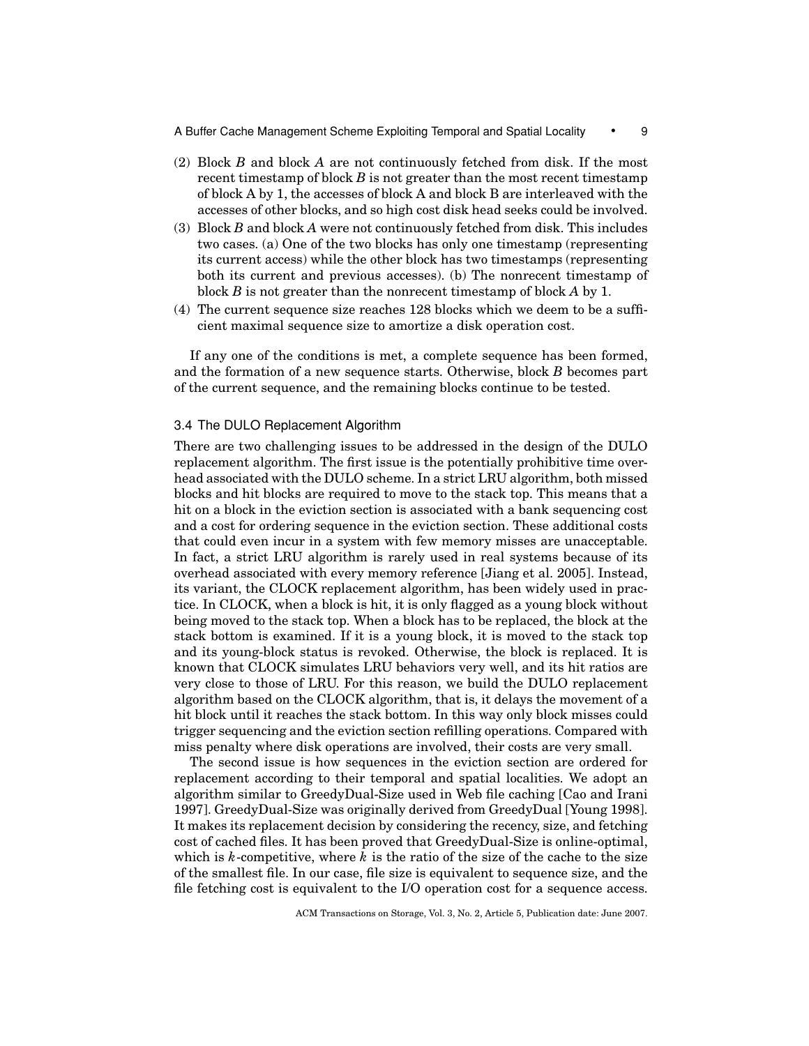(2) Block *B* and block *A* are not continuously fetched from disk. If the most recent timestamp of block *B* is not greater than the most recent timestamp of block A by 1, the accesses of block A and block B are interleaved with the accesses of other blocks, and so high cost disk head seeks could be involved.
(3) Block *B* and block *A* were not continuously fetched from disk. This includes two cases. (a) One of the two blocks has only one timestamp (representing its current access) while the other block has two timestamps (representing both its current and previous accesses). (b) The nonrecent timestamp of block *B* is not greater than the nonrecent timestamp of block *A* by 1.
(4) The current sequence size reaches 128 blocks which we deem to be a sufficient maximal sequence size to amortize a disk operation cost.

If any one of the conditions is met, a complete sequence has been formed, and the formation of a new sequence starts. Otherwise, block *B* becomes part of the current sequence, and the remaining blocks continue to be tested.

### 3.4 The DULO Replacement Algorithm

There are two challenging issues to be addressed in the design of the DULO replacement algorithm. The first issue is the potentially prohibitive time overhead associated with the DULO scheme. In a strict LRU algorithm, both missed blocks and hit blocks are required to move to the stack top. This means that a hit on a block in the eviction section is associated with a bank sequencing cost and a cost for ordering sequence in the eviction section. These additional costs that could even incur in a system with few memory misses are unacceptable. In fact, a strict LRU algorithm is rarely used in real systems because of its overhead associated with every memory reference [Jiang et al. 2005]. Instead, its variant, the CLOCK replacement algorithm, has been widely used in practice. In CLOCK, when a block is hit, it is only flagged as a young block without being moved to the stack top. When a block has to be replaced, the block at the stack bottom is examined. If it is a young block, it is moved to the stack top and its young-block status is revoked. Otherwise, the block is replaced. It is known that CLOCK simulates LRU behaviors very well, and its hit ratios are very close to those of LRU. For this reason, we build the DULO replacement algorithm based on the CLOCK algorithm, that is, it delays the movement of a hit block until it reaches the stack bottom. In this way only block misses could trigger sequencing and the eviction section refilling operations. Compared with miss penalty where disk operations are involved, their costs are very small.

The second issue is how sequences in the eviction section are ordered for replacement according to their temporal and spatial localities. We adopt an algorithm similar to GreedyDual-Size used in Web file caching [Cao and Irani 1997]. GreedyDual-Size was originally derived from GreedyDual [Young 1998]. It makes its replacement decision by considering the recency, size, and fetching cost of cached files. It has been proved that GreedyDual-Size is online-optimal, which is $k$-competitive, where $k$ is the ratio of the size of the cache to the size of the smallest file. In our case, file size is equivalent to sequence size, and the file fetching cost is equivalent to the I/O operation cost for a sequence access.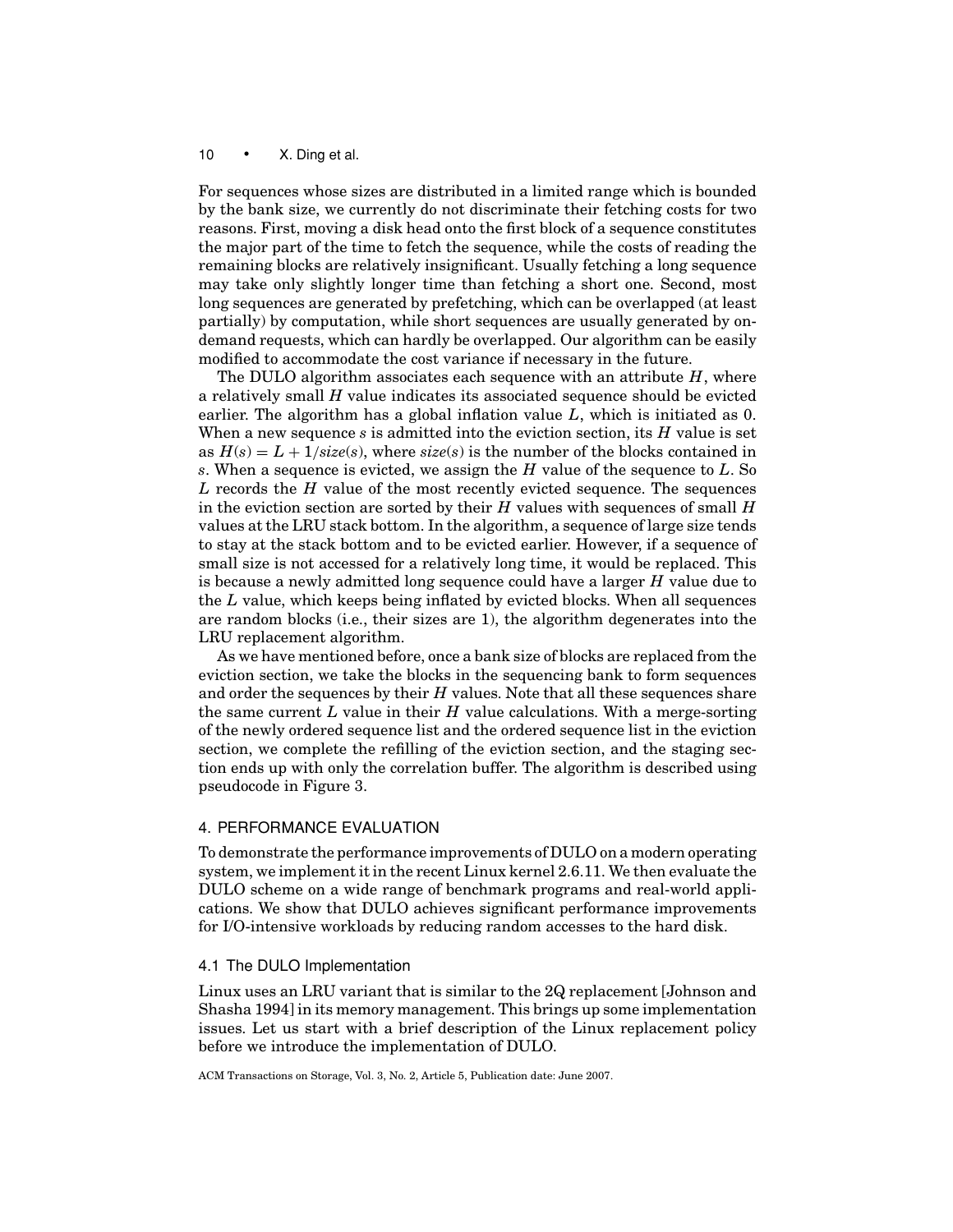For sequences whose sizes are distributed in a limited range which is bounded by the bank size, we currently do not discriminate their fetching costs for two reasons. First, moving a disk head onto the first block of a sequence constitutes the major part of the time to fetch the sequence, while the costs of reading the remaining blocks are relatively insignificant. Usually fetching a long sequence may take only slightly longer time than fetching a short one. Second, most long sequences are generated by prefetching, which can be overlapped (at least partially) by computation, while short sequences are usually generated by on-demand requests, which can hardly be overlapped. Our algorithm can be easily modified to accommodate the cost variance if necessary in the future.

The DULO algorithm associates each sequence with an attribute $H$, where a relatively small $H$ value indicates its associated sequence should be evicted earlier. The algorithm has a global inflation value $L$, which is initiated as 0. When a new sequence $s$ is admitted into the eviction section, its $H$ value is set as $H(s) = L + 1/size(s)$, where $size(s)$ is the number of the blocks contained in $s$. When a sequence is evicted, we assign the $H$ value of the sequence to $L$. So $L$ records the $H$ value of the most recently evicted sequence. The sequences in the eviction section are sorted by their $H$ values with sequences of small $H$ values at the LRU stack bottom. In the algorithm, a sequence of large size tends to stay at the stack bottom and to be evicted earlier. However, if a sequence of small size is not accessed for a relatively long time, it would be replaced. This is because a newly admitted long sequence could have a larger $H$ value due to the $L$ value, which keeps being inflated by evicted blocks. When all sequences are random blocks (i.e., their sizes are 1), the algorithm degenerates into the LRU replacement algorithm.

As we have mentioned before, once a bank size of blocks are replaced from the eviction section, we take the blocks in the sequencing bank to form sequences and order the sequences by their $H$ values. Note that all these sequences share the same current $L$ value in their $H$ value calculations. With a merge-sorting of the newly ordered sequence list and the ordered sequence list in the eviction section, we complete the refilling of the eviction section, and the staging section ends up with only the correlation buffer. The algorithm is described using pseudocode in Figure 3.

## 4. PERFORMANCE EVALUATION

To demonstrate the performance improvements of DULO on a modern operating system, we implement it in the recent Linux kernel 2.6.11. We then evaluate the DULO scheme on a wide range of benchmark programs and real-world applications. We show that DULO achieves significant performance improvements for I/O-intensive workloads by reducing random accesses to the hard disk.

### 4.1 The DULO Implementation

Linux uses an LRU variant that is similar to the 2Q replacement [Johnson and Shasha 1994] in its memory management. This brings up some implementation issues. Let us start with a brief description of the Linux replacement policy before we introduce the implementation of DULO.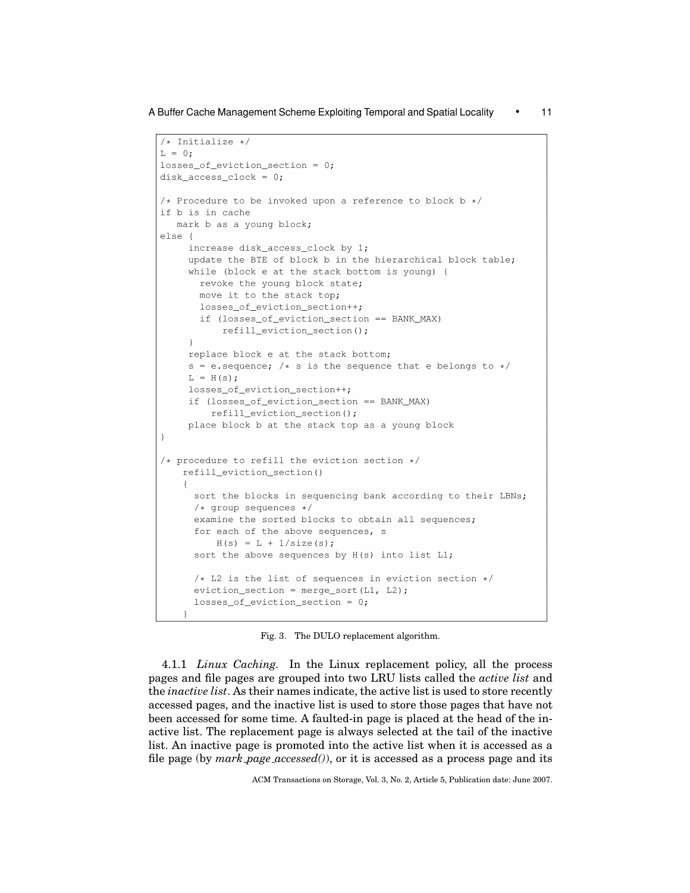```
/* Initialize */
L = 0;
losses_of_eviction_section = 0;
disk_access_clock = 0;

/* Procedure to be invoked upon a reference to block b */
if b is in cache
   mark b as a young block;
else {
     increase disk_access_clock by 1;
     update the BTE of block b in the hierarchical block table;
     while (block e at the stack bottom is young) {
       revoke the young block state;
       move it to the stack top;
       losses_of_eviction_section++;
       if (losses_of_eviction_section == BANK_MAX)
           refill_eviction_section();
     }
     replace block e at the stack bottom;
     s = e.sequence; /* s is the sequence that e belongs to */
     L = H(s);
     losses_of_eviction_section++;
     if (losses_of_eviction_section == BANK_MAX)
         refill_eviction_section();
     place block b at the stack top as a young block
}

/* procedure to refill the eviction section */
    refill_eviction_section()
    {
      sort the blocks in sequencing bank according to their LBNs;
      /* group sequences */
      examine the sorted blocks to obtain all sequences;
      for each of the above sequences, s
          H(s) = L + 1/size(s);
      sort the above sequences by H(s) into list L1;

      /* L2 is the list of sequences in eviction section */
      eviction_section = merge_sort(L1, L2);
      losses_of_eviction_section = 0;
    }
```

Fig. 3. The DULO replacement algorithm.

4.1.1 *Linux Caching.* In the Linux replacement policy, all the process pages and file pages are grouped into two LRU lists called the *active list* and the *inactive list*. As their names indicate, the active list is used to store recently accessed pages, and the inactive list is used to store those pages that have not been accessed for some time. A faulted-in page is placed at the head of the inactive list. The replacement page is always selected at the tail of the inactive list. An inactive page is promoted into the active list when it is accessed as a file page (by *mark_page_accessed()*), or it is accessed as a process page and its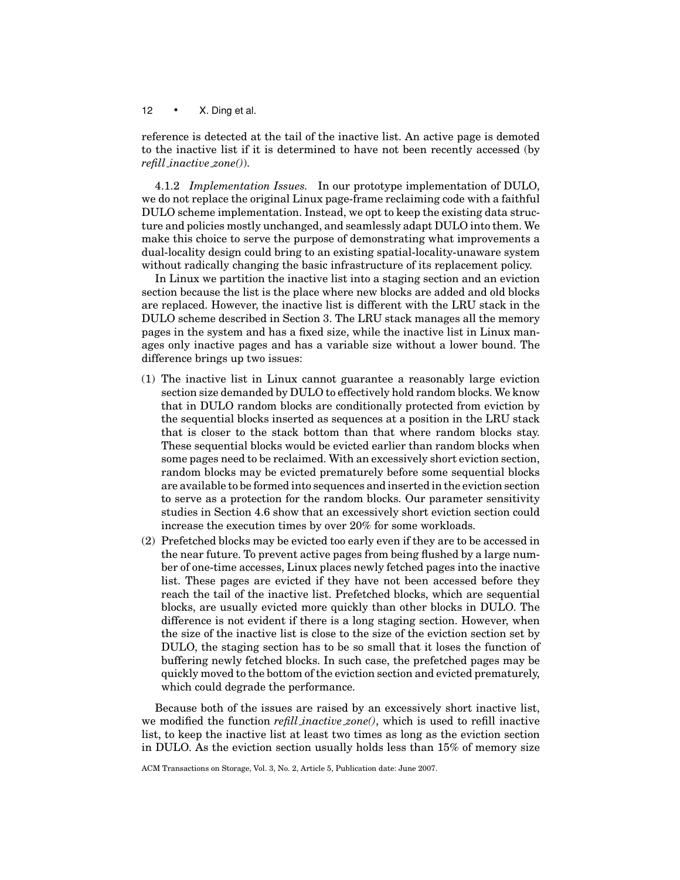reference is detected at the tail of the inactive list. An active page is demoted to the inactive list if it is determined to have not been recently accessed (by *refill_inactive_zone()*).

4.1.2 *Implementation Issues.* In our prototype implementation of DULO, we do not replace the original Linux page-frame reclaiming code with a faithful DULO scheme implementation. Instead, we opt to keep the existing data structure and policies mostly unchanged, and seamlessly adapt DULO into them. We make this choice to serve the purpose of demonstrating what improvements a dual-locality design could bring to an existing spatial-locality-unaware system without radically changing the basic infrastructure of its replacement policy.

In Linux we partition the inactive list into a staging section and an eviction section because the list is the place where new blocks are added and old blocks are replaced. However, the inactive list is different with the LRU stack in the DULO scheme described in Section 3. The LRU stack manages all the memory pages in the system and has a fixed size, while the inactive list in Linux manages only inactive pages and has a variable size without a lower bound. The difference brings up two issues:

(1) The inactive list in Linux cannot guarantee a reasonably large eviction section size demanded by DULO to effectively hold random blocks. We know that in DULO random blocks are conditionally protected from eviction by the sequential blocks inserted as sequences at a position in the LRU stack that is closer to the stack bottom than that where random blocks stay. These sequential blocks would be evicted earlier than random blocks when some pages need to be reclaimed. With an excessively short eviction section, random blocks may be evicted prematurely before some sequential blocks are available to be formed into sequences and inserted in the eviction section to serve as a protection for the random blocks. Our parameter sensitivity studies in Section 4.6 show that an excessively short eviction section could increase the execution times by over 20% for some workloads.

(2) Prefetched blocks may be evicted too early even if they are to be accessed in the near future. To prevent active pages from being flushed by a large number of one-time accesses, Linux places newly fetched pages into the inactive list. These pages are evicted if they have not been accessed before they reach the tail of the inactive list. Prefetched blocks, which are sequential blocks, are usually evicted more quickly than other blocks in DULO. The difference is not evident if there is a long staging section. However, when the size of the inactive list is close to the size of the eviction section set by DULO, the staging section has to be so small that it loses the function of buffering newly fetched blocks. In such case, the prefetched pages may be quickly moved to the bottom of the eviction section and evicted prematurely, which could degrade the performance.

Because both of the issues are raised by an excessively short inactive list, we modified the function *refill_inactive_zone()*, which is used to refill inactive list, to keep the inactive list at least two times as long as the eviction section in DULO. As the eviction section usually holds less than 15% of memory size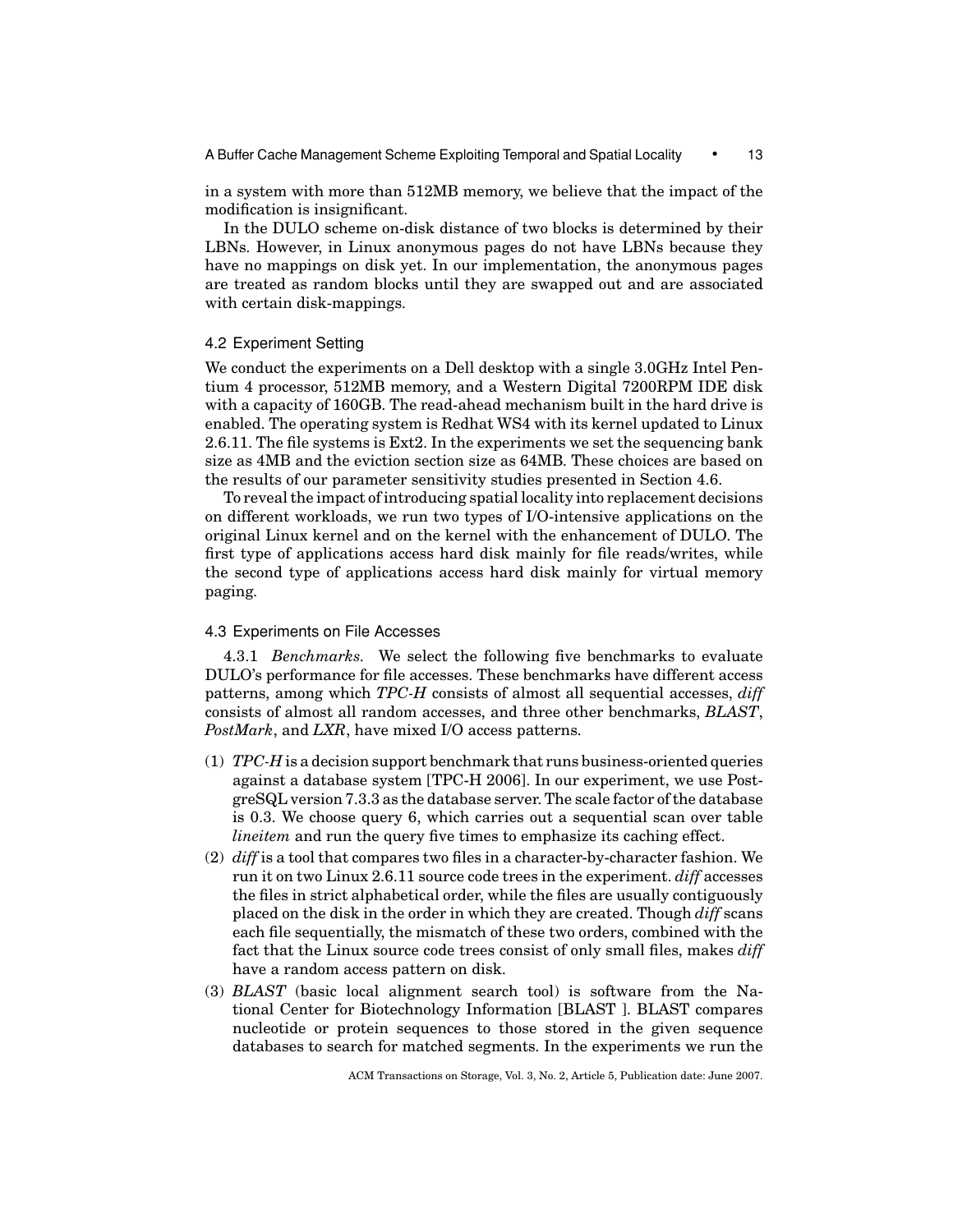in a system with more than 512MB memory, we believe that the impact of the modification is insignificant.

In the DULO scheme on-disk distance of two blocks is determined by their LBNs. However, in Linux anonymous pages do not have LBNs because they have no mappings on disk yet. In our implementation, the anonymous pages are treated as random blocks until they are swapped out and are associated with certain disk-mappings.

### 4.2 Experiment Setting

We conduct the experiments on a Dell desktop with a single 3.0GHz Intel Pentium 4 processor, 512MB memory, and a Western Digital 7200RPM IDE disk with a capacity of 160GB. The read-ahead mechanism built in the hard drive is enabled. The operating system is Redhat WS4 with its kernel updated to Linux 2.6.11. The file systems is Ext2. In the experiments we set the sequencing bank size as 4MB and the eviction section size as 64MB. These choices are based on the results of our parameter sensitivity studies presented in Section 4.6.

To reveal the impact of introducing spatial locality into replacement decisions on different workloads, we run two types of I/O-intensive applications on the original Linux kernel and on the kernel with the enhancement of DULO. The first type of applications access hard disk mainly for file reads/writes, while the second type of applications access hard disk mainly for virtual memory paging.

### 4.3 Experiments on File Accesses

4.3.1 *Benchmarks.* We select the following five benchmarks to evaluate DULO's performance for file accesses. These benchmarks have different access patterns, among which *TPC-H* consists of almost all sequential accesses, *diff* consists of almost all random accesses, and three other benchmarks, *BLAST*, *PostMark*, and *LXR*, have mixed I/O access patterns.

(1) *TPC-H* is a decision support benchmark that runs business-oriented queries against a database system [TPC-H 2006]. In our experiment, we use PostgreSQL version 7.3.3 as the database server. The scale factor of the database is 0.3. We choose query 6, which carries out a sequential scan over table *lineitem* and run the query five times to emphasize its caching effect.
(2) *diff* is a tool that compares two files in a character-by-character fashion. We run it on two Linux 2.6.11 source code trees in the experiment. *diff* accesses the files in strict alphabetical order, while the files are usually contiguously placed on the disk in the order in which they are created. Though *diff* scans each file sequentially, the mismatch of these two orders, combined with the fact that the Linux source code trees consist of only small files, makes *diff* have a random access pattern on disk.
(3) *BLAST* (basic local alignment search tool) is software from the National Center for Biotechnology Information [BLAST ]. BLAST compares nucleotide or protein sequences to those stored in the given sequence databases to search for matched segments. In the experiments we run the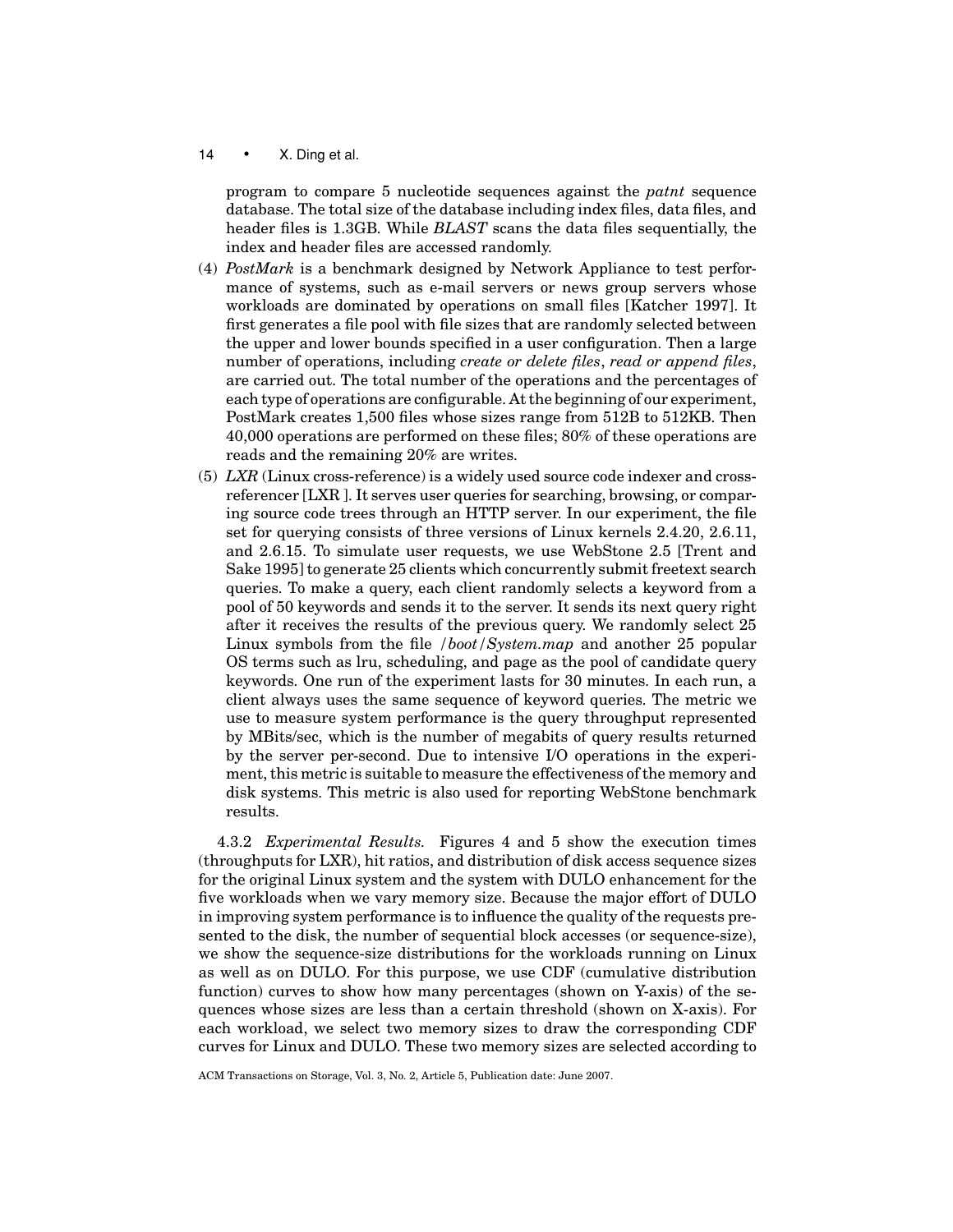program to compare 5 nucleotide sequences against the *patnt* sequence database. The total size of the database including index files, data files, and header files is 1.3GB. While *BLAST* scans the data files sequentially, the index and header files are accessed randomly.

(4) *PostMark* is a benchmark designed by Network Appliance to test performance of systems, such as e-mail servers or news group servers whose workloads are dominated by operations on small files [Katcher 1997]. It first generates a file pool with file sizes that are randomly selected between the upper and lower bounds specified in a user configuration. Then a large number of operations, including *create or delete files*, *read or append files*, are carried out. The total number of the operations and the percentages of each type of operations are configurable. At the beginning of our experiment, PostMark creates 1,500 files whose sizes range from 512B to 512KB. Then 40,000 operations are performed on these files; 80% of these operations are reads and the remaining 20% are writes.

(5) *LXR* (Linux cross-reference) is a widely used source code indexer and cross-referencer [LXR ]. It serves user queries for searching, browsing, or comparing source code trees through an HTTP server. In our experiment, the file set for querying consists of three versions of Linux kernels 2.4.20, 2.6.11, and 2.6.15. To simulate user requests, we use WebStone 2.5 [Trent and Sake 1995] to generate 25 clients which concurrently submit freetext search queries. To make a query, each client randomly selects a keyword from a pool of 50 keywords and sends it to the server. It sends its next query right after it receives the results of the previous query. We randomly select 25 Linux symbols from the file */boot/System.map* and another 25 popular OS terms such as lru, scheduling, and page as the pool of candidate query keywords. One run of the experiment lasts for 30 minutes. In each run, a client always uses the same sequence of keyword queries. The metric we use to measure system performance is the query throughput represented by MBits/sec, which is the number of megabits of query results returned by the server per-second. Due to intensive I/O operations in the experiment, this metric is suitable to measure the effectiveness of the memory and disk systems. This metric is also used for reporting WebStone benchmark results.

4.3.2 *Experimental Results.* Figures 4 and 5 show the execution times (throughputs for LXR), hit ratios, and distribution of disk access sequence sizes for the original Linux system and the system with DULO enhancement for the five workloads when we vary memory size. Because the major effort of DULO in improving system performance is to influence the quality of the requests presented to the disk, the number of sequential block accesses (or sequence-size), we show the sequence-size distributions for the workloads running on Linux as well as on DULO. For this purpose, we use CDF (cumulative distribution function) curves to show how many percentages (shown on Y-axis) of the sequences whose sizes are less than a certain threshold (shown on X-axis). For each workload, we select two memory sizes to draw the corresponding CDF curves for Linux and DULO. These two memory sizes are selected according to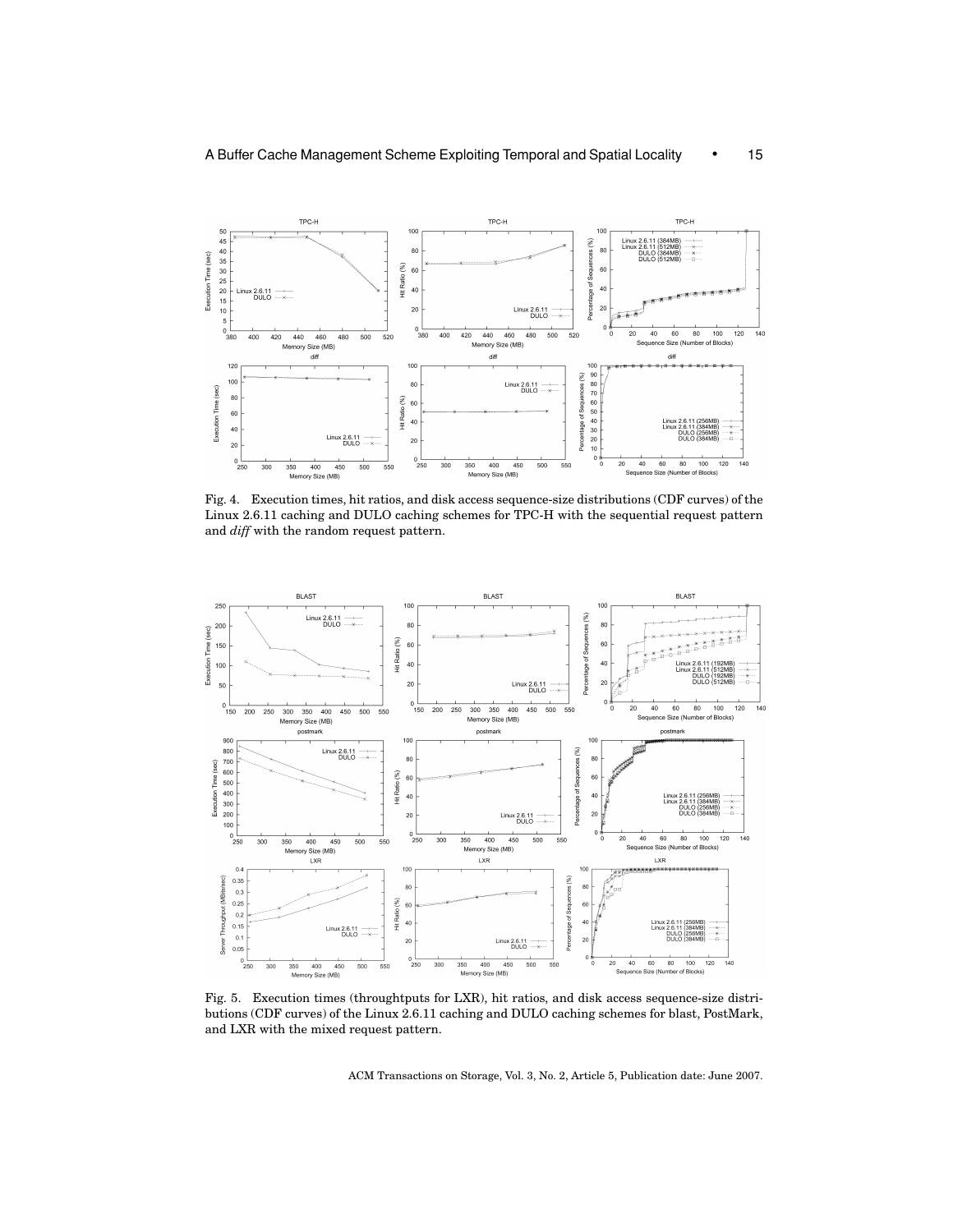Fig. 4. Execution times, hit ratios, and disk access sequence-size distributions (CDF curves) of the Linux 2.6.11 caching and DULO caching schemes for TPC-H with the sequential request pattern and *diff* with the random request pattern.

Fig. 5. Execution times (throughputs for LXR), hit ratios, and disk access sequence-size distributions (CDF curves) of the Linux 2.6.11 caching and DULO caching schemes for blast, PostMark, and LXR with the mixed request pattern.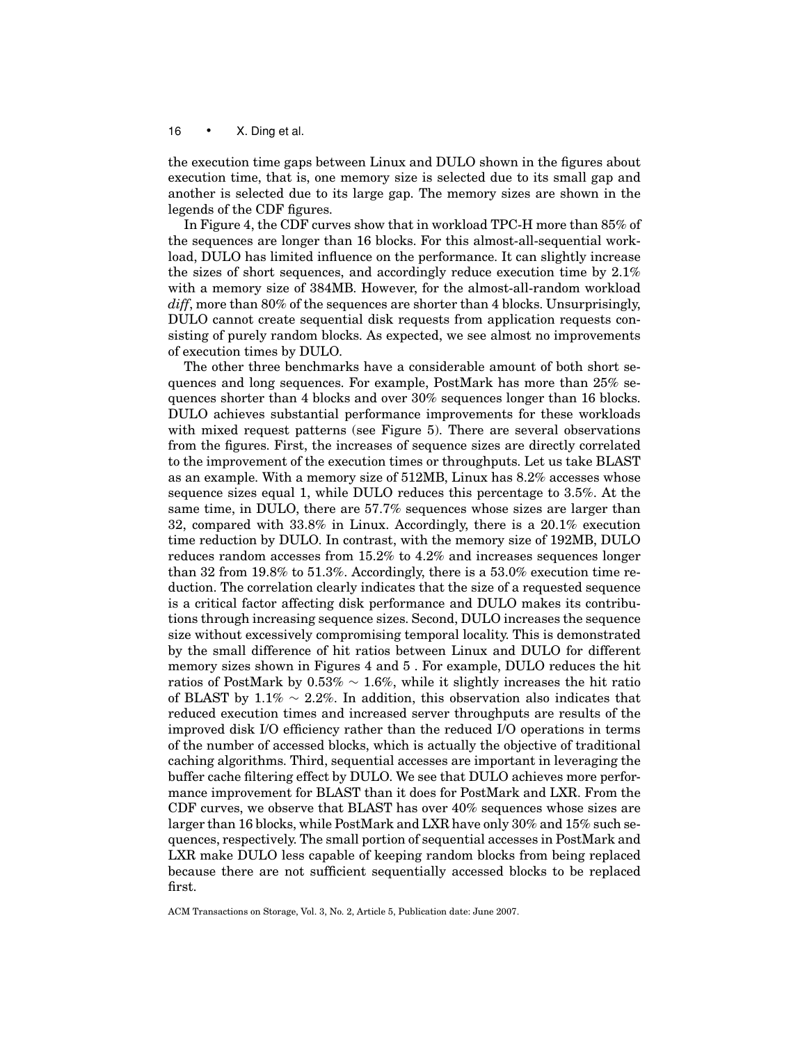the execution time gaps between Linux and DULO shown in the figures about execution time, that is, one memory size is selected due to its small gap and another is selected due to its large gap. The memory sizes are shown in the legends of the CDF figures.

In Figure 4, the CDF curves show that in workload TPC-H more than 85% of the sequences are longer than 16 blocks. For this almost-all-sequential workload, DULO has limited influence on the performance. It can slightly increase the sizes of short sequences, and accordingly reduce execution time by 2.1% with a memory size of 384MB. However, for the almost-all-random workload *diff*, more than 80% of the sequences are shorter than 4 blocks. Unsurprisingly, DULO cannot create sequential disk requests from application requests consisting of purely random blocks. As expected, we see almost no improvements of execution times by DULO.

The other three benchmarks have a considerable amount of both short sequences and long sequences. For example, PostMark has more than 25% sequences shorter than 4 blocks and over 30% sequences longer than 16 blocks. DULO achieves substantial performance improvements for these workloads with mixed request patterns (see Figure 5). There are several observations from the figures. First, the increases of sequence sizes are directly correlated to the improvement of the execution times or throughputs. Let us take BLAST as an example. With a memory size of 512MB, Linux has 8.2% accesses whose sequence sizes equal 1, while DULO reduces this percentage to 3.5%. At the same time, in DULO, there are 57.7% sequences whose sizes are larger than 32, compared with 33.8% in Linux. Accordingly, there is a 20.1% execution time reduction by DULO. In contrast, with the memory size of 192MB, DULO reduces random accesses from 15.2% to 4.2% and increases sequences longer than 32 from 19.8% to 51.3%. Accordingly, there is a 53.0% execution time reduction. The correlation clearly indicates that the size of a requested sequence is a critical factor affecting disk performance and DULO makes its contributions through increasing sequence sizes. Second, DULO increases the sequence size without excessively compromising temporal locality. This is demonstrated by the small difference of hit ratios between Linux and DULO for different memory sizes shown in Figures 4 and 5 . For example, DULO reduces the hit ratios of PostMark by 0.53% $\sim$ 1.6%, while it slightly increases the hit ratio of BLAST by 1.1% $\sim$ 2.2%. In addition, this observation also indicates that reduced execution times and increased server throughputs are results of the improved disk I/O efficiency rather than the reduced I/O operations in terms of the number of accessed blocks, which is actually the objective of traditional caching algorithms. Third, sequential accesses are important in leveraging the buffer cache filtering effect by DULO. We see that DULO achieves more performance improvement for BLAST than it does for PostMark and LXR. From the CDF curves, we observe that BLAST has over 40% sequences whose sizes are larger than 16 blocks, while PostMark and LXR have only 30% and 15% such sequences, respectively. The small portion of sequential accesses in PostMark and LXR make DULO less capable of keeping random blocks from being replaced because there are not sufficient sequentially accessed blocks to be replaced first.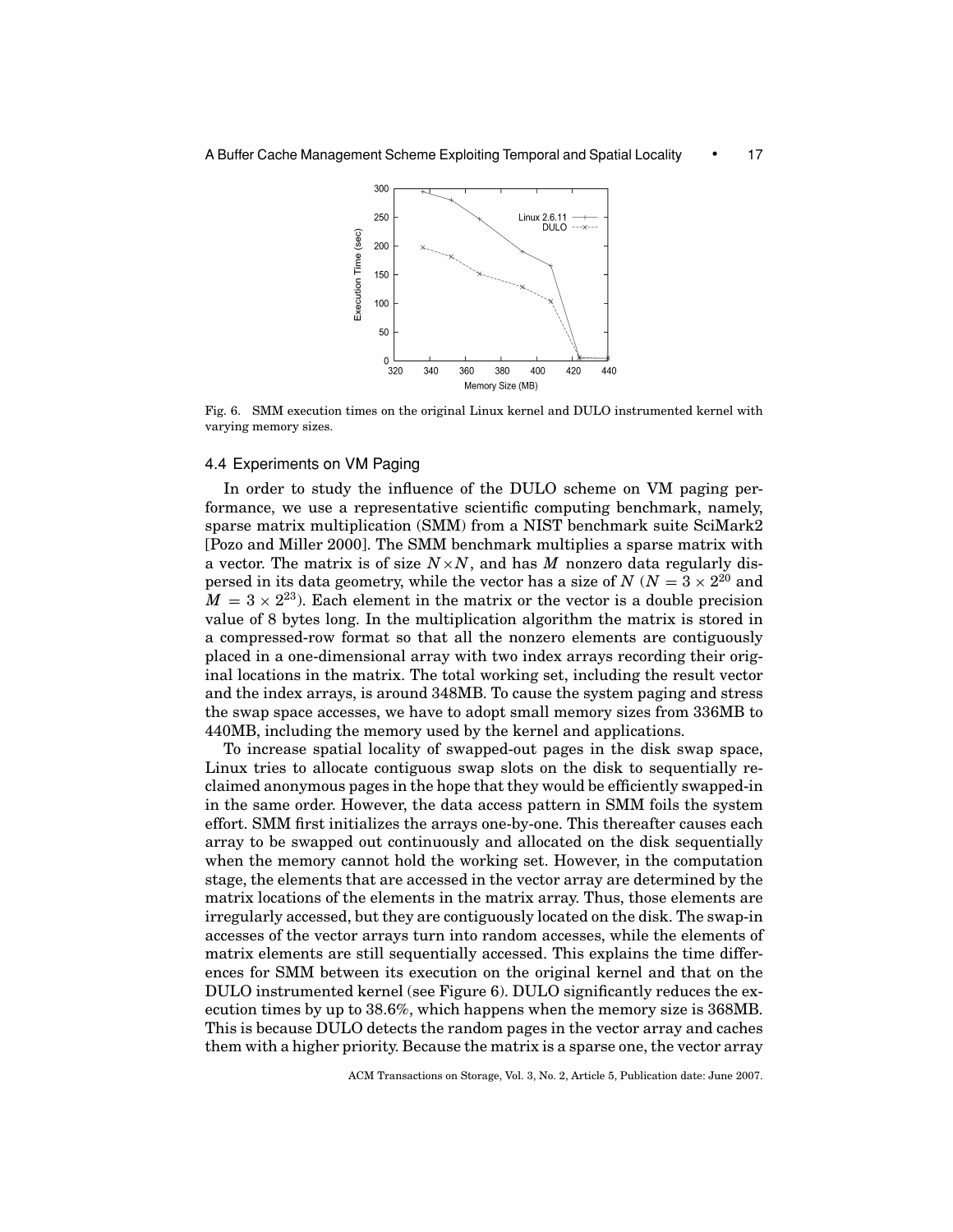Fig. 6. SMM execution times on the original Linux kernel and DULO instrumented kernel with varying memory sizes.

### 4.4 Experiments on VM Paging

In order to study the influence of the DULO scheme on VM paging performance, we use a representative scientific computing benchmark, namely, sparse matrix multiplication (SMM) from a NIST benchmark suite SciMark2 [Pozo and Miller 2000]. The SMM benchmark multiplies a sparse matrix with a vector. The matrix is of size $N \times N$, and has $M$ nonzero data regularly dispersed in its data geometry, while the vector has a size of $N$ ($N = 3 \times 2^{20}$ and $M = 3 \times 2^{23}$). Each element in the matrix or the vector is a double precision value of 8 bytes long. In the multiplication algorithm the matrix is stored in a compressed-row format so that all the nonzero elements are contiguously placed in a one-dimensional array with two index arrays recording their original locations in the matrix. The total working set, including the result vector and the index arrays, is around 348MB. To cause the system paging and stress the swap space accesses, we have to adopt small memory sizes from 336MB to 440MB, including the memory used by the kernel and applications.

To increase spatial locality of swapped-out pages in the disk swap space, Linux tries to allocate contiguous swap slots on the disk to sequentially reclaimed anonymous pages in the hope that they would be efficiently swapped-in in the same order. However, the data access pattern in SMM foils the system effort. SMM first initializes the arrays one-by-one. This thereafter causes each array to be swapped out continuously and allocated on the disk sequentially when the memory cannot hold the working set. However, in the computation stage, the elements that are accessed in the vector array are determined by the matrix locations of the elements in the matrix array. Thus, those elements are irregularly accessed, but they are contiguously located on the disk. The swap-in accesses of the vector arrays turn into random accesses, while the elements of matrix elements are still sequentially accessed. This explains the time differences for SMM between its execution on the original kernel and that on the DULO instrumented kernel (see Figure 6). DULO significantly reduces the execution times by up to 38.6%, which happens when the memory size is 368MB. This is because DULO detects the random pages in the vector array and caches them with a higher priority. Because the matrix is a sparse one, the vector array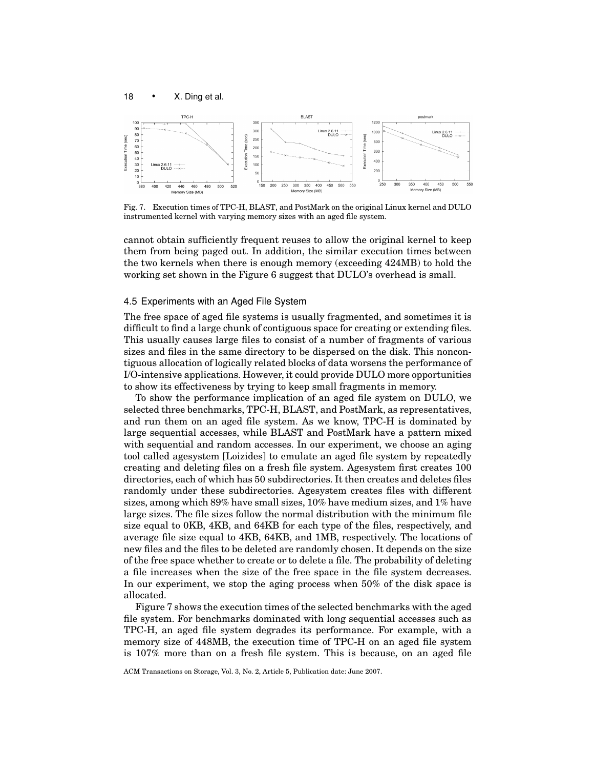Fig. 7. Execution times of TPC-H, BLAST, and PostMark on the original Linux kernel and DULO instrumented kernel with varying memory sizes with an aged file system.

cannot obtain sufficiently frequent reuses to allow the original kernel to keep them from being paged out. In addition, the similar execution times between the two kernels when there is enough memory (exceeding 424MB) to hold the working set shown in the Figure 6 suggest that DULO's overhead is small.

### 4.5 Experiments with an Aged File System

The free space of aged file systems is usually fragmented, and sometimes it is difficult to find a large chunk of contiguous space for creating or extending files. This usually causes large files to consist of a number of fragments of various sizes and files in the same directory to be dispersed on the disk. This noncontiguous allocation of logically related blocks of data worsens the performance of I/O-intensive applications. However, it could provide DULO more opportunities to show its effectiveness by trying to keep small fragments in memory.

To show the performance implication of an aged file system on DULO, we selected three benchmarks, TPC-H, BLAST, and PostMark, as representatives, and run them on an aged file system. As we know, TPC-H is dominated by large sequential accesses, while BLAST and PostMark have a pattern mixed with sequential and random accesses. In our experiment, we choose an aging tool called agesystem [Loizides] to emulate an aged file system by repeatedly creating and deleting files on a fresh file system. Agesystem first creates 100 directories, each of which has 50 subdirectories. It then creates and deletes files randomly under these subdirectories. Agesystem creates files with different sizes, among which 89% have small sizes, 10% have medium sizes, and 1% have large sizes. The file sizes follow the normal distribution with the minimum file size equal to 0KB, 4KB, and 64KB for each type of the files, respectively, and average file size equal to 4KB, 64KB, and 1MB, respectively. The locations of new files and the files to be deleted are randomly chosen. It depends on the size of the free space whether to create or to delete a file. The probability of deleting a file increases when the size of the free space in the file system decreases. In our experiment, we stop the aging process when 50% of the disk space is allocated.

Figure 7 shows the execution times of the selected benchmarks with the aged file system. For benchmarks dominated with long sequential accesses such as TPC-H, an aged file system degrades its performance. For example, with a memory size of 448MB, the execution time of TPC-H on an aged file system is 107% more than on a fresh file system. This is because, on an aged file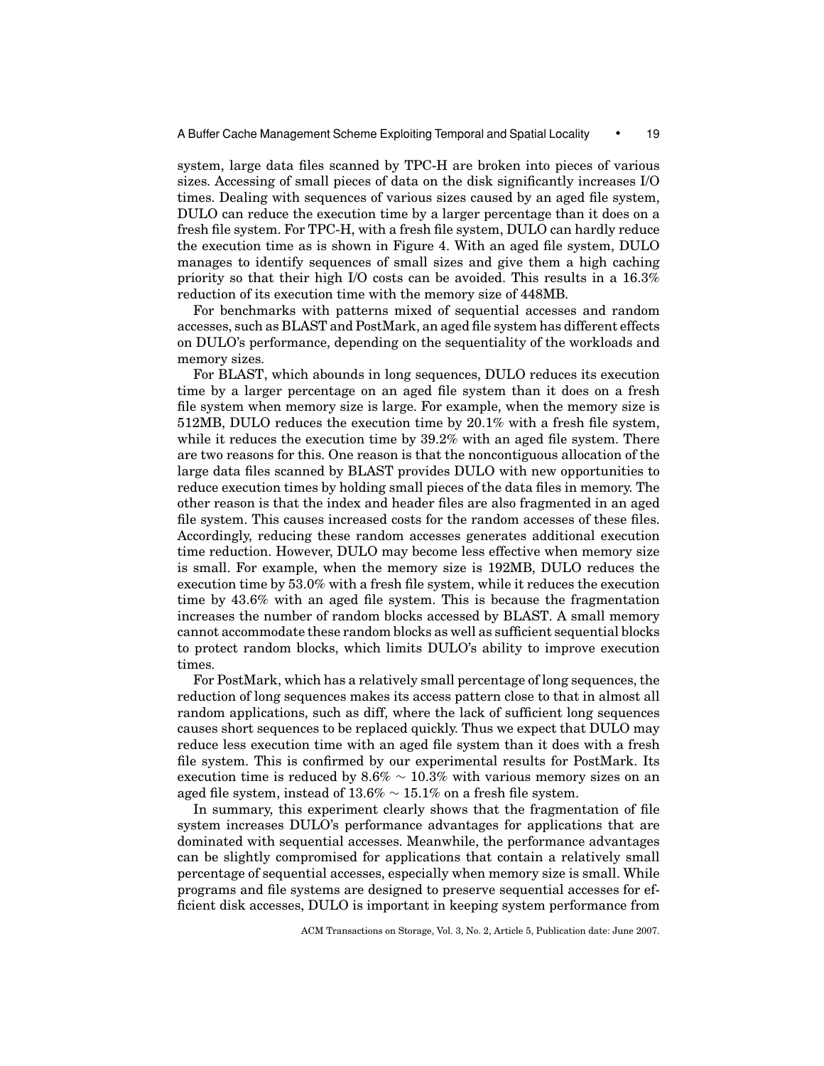system, large data files scanned by TPC-H are broken into pieces of various sizes. Accessing of small pieces of data on the disk significantly increases I/O times. Dealing with sequences of various sizes caused by an aged file system, DULO can reduce the execution time by a larger percentage than it does on a fresh file system. For TPC-H, with a fresh file system, DULO can hardly reduce the execution time as is shown in Figure 4. With an aged file system, DULO manages to identify sequences of small sizes and give them a high caching priority so that their high I/O costs can be avoided. This results in a 16.3% reduction of its execution time with the memory size of 448MB.

For benchmarks with patterns mixed of sequential accesses and random accesses, such as BLAST and PostMark, an aged file system has different effects on DULO's performance, depending on the sequentiality of the workloads and memory sizes.

For BLAST, which abounds in long sequences, DULO reduces its execution time by a larger percentage on an aged file system than it does on a fresh file system when memory size is large. For example, when the memory size is 512MB, DULO reduces the execution time by 20.1% with a fresh file system, while it reduces the execution time by 39.2% with an aged file system. There are two reasons for this. One reason is that the noncontiguous allocation of the large data files scanned by BLAST provides DULO with new opportunities to reduce execution times by holding small pieces of the data files in memory. The other reason is that the index and header files are also fragmented in an aged file system. This causes increased costs for the random accesses of these files. Accordingly, reducing these random accesses generates additional execution time reduction. However, DULO may become less effective when memory size is small. For example, when the memory size is 192MB, DULO reduces the execution time by 53.0% with a fresh file system, while it reduces the execution time by 43.6% with an aged file system. This is because the fragmentation increases the number of random blocks accessed by BLAST. A small memory cannot accommodate these random blocks as well as sufficient sequential blocks to protect random blocks, which limits DULO's ability to improve execution times.

For PostMark, which has a relatively small percentage of long sequences, the reduction of long sequences makes its access pattern close to that in almost all random applications, such as diff, where the lack of sufficient long sequences causes short sequences to be replaced quickly. Thus we expect that DULO may reduce less execution time with an aged file system than it does with a fresh file system. This is confirmed by our experimental results for PostMark. Its execution time is reduced by 8.6% $\sim$ 10.3% with various memory sizes on an aged file system, instead of 13.6% $\sim$ 15.1% on a fresh file system.

In summary, this experiment clearly shows that the fragmentation of file system increases DULO's performance advantages for applications that are dominated with sequential accesses. Meanwhile, the performance advantages can be slightly compromised for applications that contain a relatively small percentage of sequential accesses, especially when memory size is small. While programs and file systems are designed to preserve sequential accesses for efficient disk accesses, DULO is important in keeping system performance from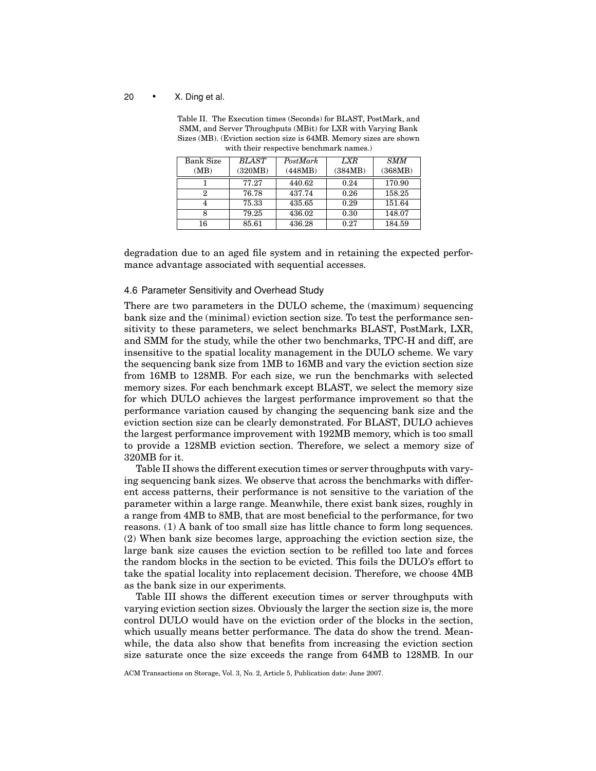Table II. The Execution times (Seconds) for BLAST, PostMark, and SMM, and Server Throughputs (MBit) for LXR with Varying Bank Sizes (MB). (Eviction section size is 64MB. Memory sizes are shown with their respective benchmark names.)

| Bank Size (MB) | *BLAST* (320MB) | *PostMark* (448MB) | *LXR* (384MB) | *SMM* (368MB) |
|---|---|---|---|---|
| 1 | 77.27 | 440.62 | 0.24 | 170.90 |
| 2 | 76.78 | 437.74 | 0.26 | 158.25 |
| 4 | 75.33 | 435.65 | 0.29 | 151.64 |
| 8 | 79.25 | 436.02 | 0.30 | 148.07 |
| 16 | 85.61 | 436.28 | 0.27 | 184.59 |

degradation due to an aged file system and in retaining the expected performance advantage associated with sequential accesses.

### 4.6 Parameter Sensitivity and Overhead Study

There are two parameters in the DULO scheme, the (maximum) sequencing bank size and the (minimal) eviction section size. To test the performance sensitivity to these parameters, we select benchmarks BLAST, PostMark, LXR, and SMM for the study, while the other two benchmarks, TPC-H and diff, are insensitive to the spatial locality management in the DULO scheme. We vary the sequencing bank size from 1MB to 16MB and vary the eviction section size from 16MB to 128MB. For each size, we run the benchmarks with selected memory sizes. For each benchmark except BLAST, we select the memory size for which DULO achieves the largest performance improvement so that the performance variation caused by changing the sequencing bank size and the eviction section size can be clearly demonstrated. For BLAST, DULO achieves the largest performance improvement with 192MB memory, which is too small to provide a 128MB eviction section. Therefore, we select a memory size of 320MB for it.

Table II shows the different execution times or server throughputs with varying sequencing bank sizes. We observe that across the benchmarks with different access patterns, their performance is not sensitive to the variation of the parameter within a large range. Meanwhile, there exist bank sizes, roughly in a range from 4MB to 8MB, that are most beneficial to the performance, for two reasons. (1) A bank of too small size has little chance to form long sequences. (2) When bank size becomes large, approaching the eviction section size, the large bank size causes the eviction section to be refilled too late and forces the random blocks in the section to be evicted. This foils the DULO's effort to take the spatial locality into replacement decision. Therefore, we choose 4MB as the bank size in our experiments.

Table III shows the different execution times or server throughputs with varying eviction section sizes. Obviously the larger the section size is, the more control DULO would have on the eviction order of the blocks in the section, which usually means better performance. The data do show the trend. Meanwhile, the data also show that benefits from increasing the eviction section size saturate once the size exceeds the range from 64MB to 128MB. In our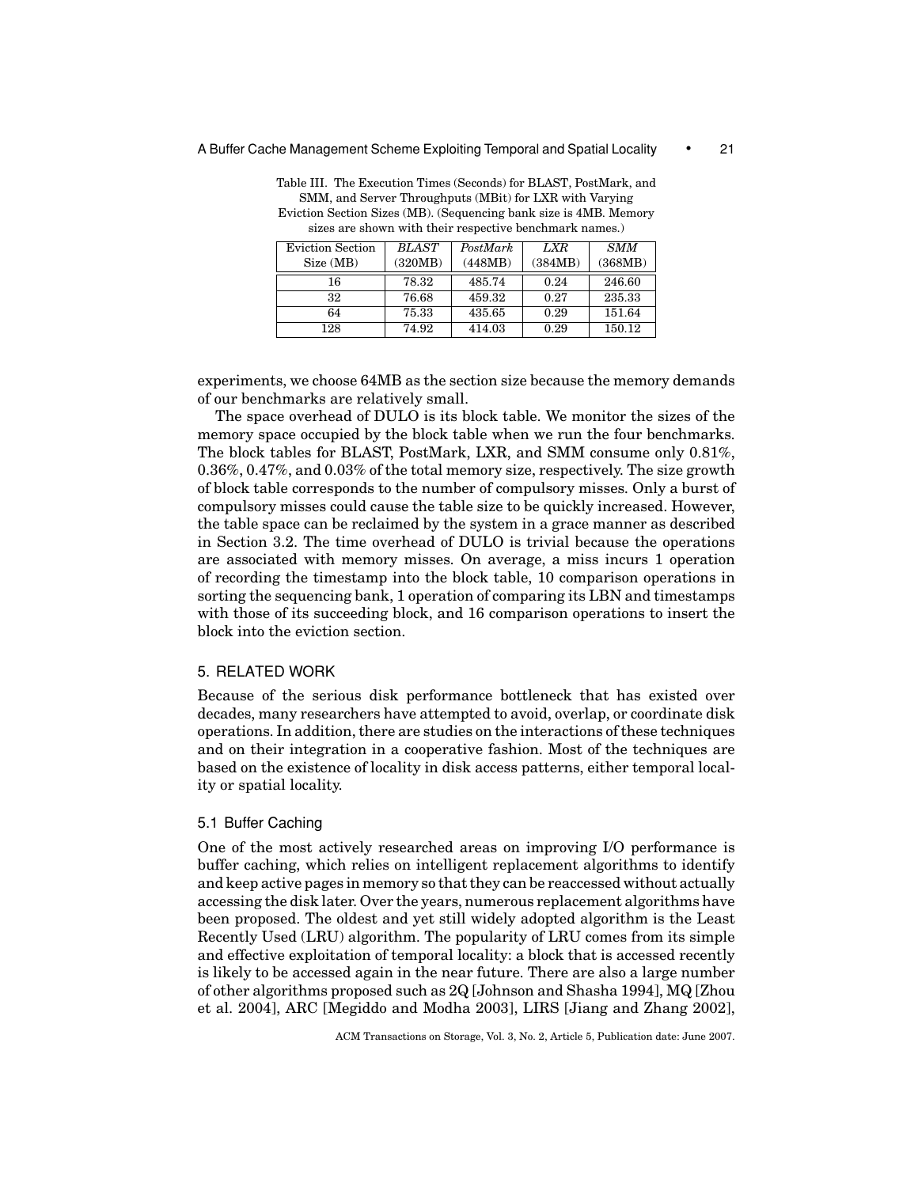Table III. The Execution Times (Seconds) for BLAST, PostMark, and SMM, and Server Throughputs (MBit) for LXR with Varying Eviction Section Sizes (MB). (Sequencing bank size is 4MB. Memory sizes are shown with their respective benchmark names.)

| Eviction Section Size (MB) | *BLAST* (320MB) | *PostMark* (448MB) | *LXR* (384MB) | *SMM* (368MB) |
|---|---|---|---|---|
| 16 | 78.32 | 485.74 | 0.24 | 246.60 |
| 32 | 76.68 | 459.32 | 0.27 | 235.33 |
| 64 | 75.33 | 435.65 | 0.29 | 151.64 |
| 128 | 74.92 | 414.03 | 0.29 | 150.12 |

experiments, we choose 64MB as the section size because the memory demands of our benchmarks are relatively small.

The space overhead of DULO is its block table. We monitor the sizes of the memory space occupied by the block table when we run the four benchmarks. The block tables for BLAST, PostMark, LXR, and SMM consume only 0.81%, 0.36%, 0.47%, and 0.03% of the total memory size, respectively. The size growth of block table corresponds to the number of compulsory misses. Only a burst of compulsory misses could cause the table size to be quickly increased. However, the table space can be reclaimed by the system in a grace manner as described in Section 3.2. The time overhead of DULO is trivial because the operations are associated with memory misses. On average, a miss incurs 1 operation of recording the timestamp into the block table, 10 comparison operations in sorting the sequencing bank, 1 operation of comparing its LBN and timestamps with those of its succeeding block, and 16 comparison operations to insert the block into the eviction section.

## 5. RELATED WORK

Because of the serious disk performance bottleneck that has existed over decades, many researchers have attempted to avoid, overlap, or coordinate disk operations. In addition, there are studies on the interactions of these techniques and on their integration in a cooperative fashion. Most of the techniques are based on the existence of locality in disk access patterns, either temporal locality or spatial locality.

### 5.1 Buffer Caching

One of the most actively researched areas on improving I/O performance is buffer caching, which relies on intelligent replacement algorithms to identify and keep active pages in memory so that they can be reaccessed without actually accessing the disk later. Over the years, numerous replacement algorithms have been proposed. The oldest and yet still widely adopted algorithm is the Least Recently Used (LRU) algorithm. The popularity of LRU comes from its simple and effective exploitation of temporal locality: a block that is accessed recently is likely to be accessed again in the near future. There are also a large number of other algorithms proposed such as 2Q [Johnson and Shasha 1994], MQ [Zhou et al. 2004], ARC [Megiddo and Modha 2003], LIRS [Jiang and Zhang 2002],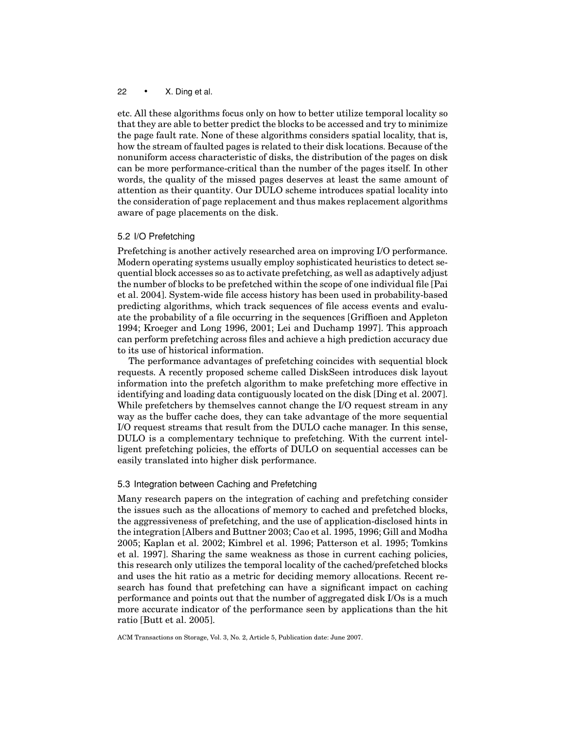etc. All these algorithms focus only on how to better utilize temporal locality so that they are able to better predict the blocks to be accessed and try to minimize the page fault rate. None of these algorithms considers spatial locality, that is, how the stream of faulted pages is related to their disk locations. Because of the nonuniform access characteristic of disks, the distribution of the pages on disk can be more performance-critical than the number of the pages itself. In other words, the quality of the missed pages deserves at least the same amount of attention as their quantity. Our DULO scheme introduces spatial locality into the consideration of page replacement and thus makes replacement algorithms aware of page placements on the disk.

### 5.2 I/O Prefetching

Prefetching is another actively researched area on improving I/O performance. Modern operating systems usually employ sophisticated heuristics to detect sequential block accesses so as to activate prefetching, as well as adaptively adjust the number of blocks to be prefetched within the scope of one individual file [Pai et al. 2004]. System-wide file access history has been used in probability-based predicting algorithms, which track sequences of file access events and evaluate the probability of a file occurring in the sequences [Griffioen and Appleton 1994; Kroeger and Long 1996, 2001; Lei and Duchamp 1997]. This approach can perform prefetching across files and achieve a high prediction accuracy due to its use of historical information.

The performance advantages of prefetching coincides with sequential block requests. A recently proposed scheme called DiskSeen introduces disk layout information into the prefetch algorithm to make prefetching more effective in identifying and loading data contiguously located on the disk [Ding et al. 2007]. While prefetchers by themselves cannot change the I/O request stream in any way as the buffer cache does, they can take advantage of the more sequential I/O request streams that result from the DULO cache manager. In this sense, DULO is a complementary technique to prefetching. With the current intelligent prefetching policies, the efforts of DULO on sequential accesses can be easily translated into higher disk performance.

### 5.3 Integration between Caching and Prefetching

Many research papers on the integration of caching and prefetching consider the issues such as the allocations of memory to cached and prefetched blocks, the aggressiveness of prefetching, and the use of application-disclosed hints in the integration [Albers and Buttner 2003; Cao et al. 1995, 1996; Gill and Modha 2005; Kaplan et al. 2002; Kimbrel et al. 1996; Patterson et al. 1995; Tomkins et al. 1997]. Sharing the same weakness as those in current caching policies, this research only utilizes the temporal locality of the cached/prefetched blocks and uses the hit ratio as a metric for deciding memory allocations. Recent research has found that prefetching can have a significant impact on caching performance and points out that the number of aggregated disk I/Os is a much more accurate indicator of the performance seen by applications than the hit ratio [Butt et al. 2005].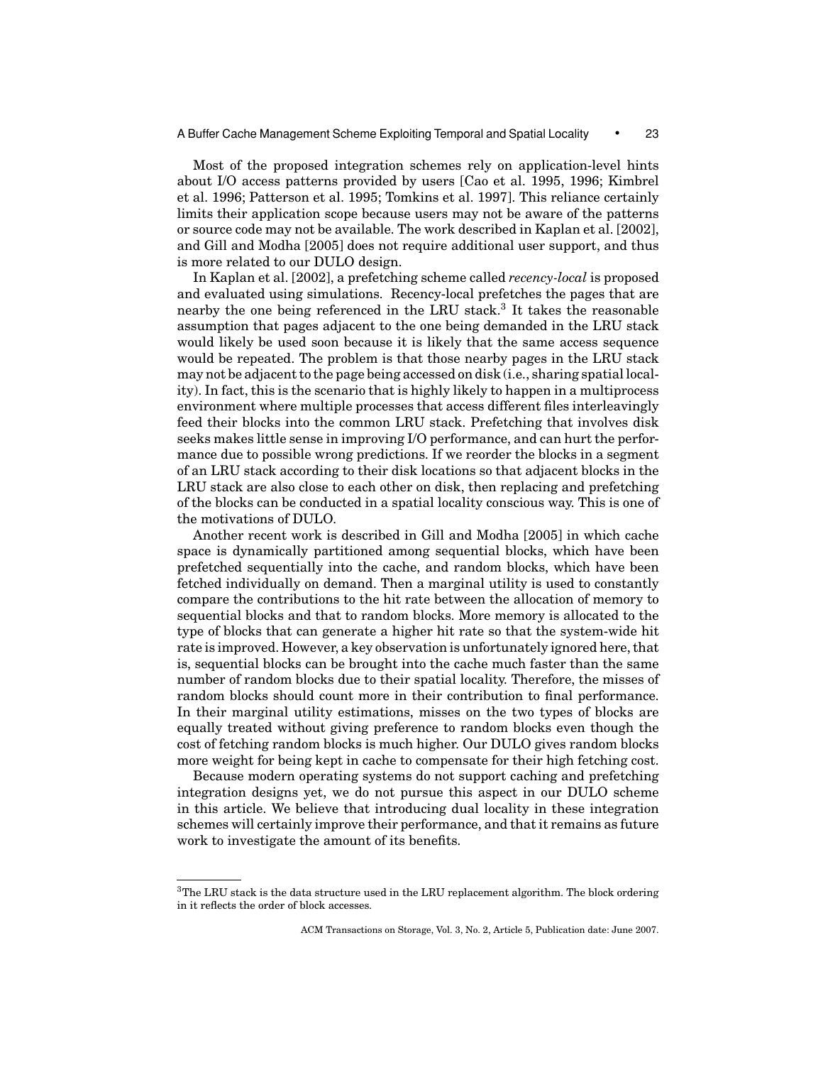Most of the proposed integration schemes rely on application-level hints about I/O access patterns provided by users [Cao et al. 1995, 1996; Kimbrel et al. 1996; Patterson et al. 1995; Tomkins et al. 1997]. This reliance certainly limits their application scope because users may not be aware of the patterns or source code may not be available. The work described in Kaplan et al. [2002], and Gill and Modha [2005] does not require additional user support, and thus is more related to our DULO design.

In Kaplan et al. [2002], a prefetching scheme called *recency-local* is proposed and evaluated using simulations. Recency-local prefetches the pages that are nearby the one being referenced in the LRU stack.[3] It takes the reasonable assumption that pages adjacent to the one being demanded in the LRU stack would likely be used soon because it is likely that the same access sequence would be repeated. The problem is that those nearby pages in the LRU stack may not be adjacent to the page being accessed on disk (i.e., sharing spatial locality). In fact, this is the scenario that is highly likely to happen in a multiprocess environment where multiple processes that access different files interleavingly feed their blocks into the common LRU stack. Prefetching that involves disk seeks makes little sense in improving I/O performance, and can hurt the performance due to possible wrong predictions. If we reorder the blocks in a segment of an LRU stack according to their disk locations so that adjacent blocks in the LRU stack are also close to each other on disk, then replacing and prefetching of the blocks can be conducted in a spatial locality conscious way. This is one of the motivations of DULO.

Another recent work is described in Gill and Modha [2005] in which cache space is dynamically partitioned among sequential blocks, which have been prefetched sequentially into the cache, and random blocks, which have been fetched individually on demand. Then a marginal utility is used to constantly compare the contributions to the hit rate between the allocation of memory to sequential blocks and that to random blocks. More memory is allocated to the type of blocks that can generate a higher hit rate so that the system-wide hit rate is improved. However, a key observation is unfortunately ignored here, that is, sequential blocks can be brought into the cache much faster than the same number of random blocks due to their spatial locality. Therefore, the misses of random blocks should count more in their contribution to final performance. In their marginal utility estimations, misses on the two types of blocks are equally treated without giving preference to random blocks even though the cost of fetching random blocks is much higher. Our DULO gives random blocks more weight for being kept in cache to compensate for their high fetching cost.

Because modern operating systems do not support caching and prefetching integration designs yet, we do not pursue this aspect in our DULO scheme in this article. We believe that introducing dual locality in these integration schemes will certainly improve their performance, and that it remains as future work to investigate the amount of its benefits.

[3] The LRU stack is the data structure used in the LRU replacement algorithm. The block ordering in it reflects the order of block accesses.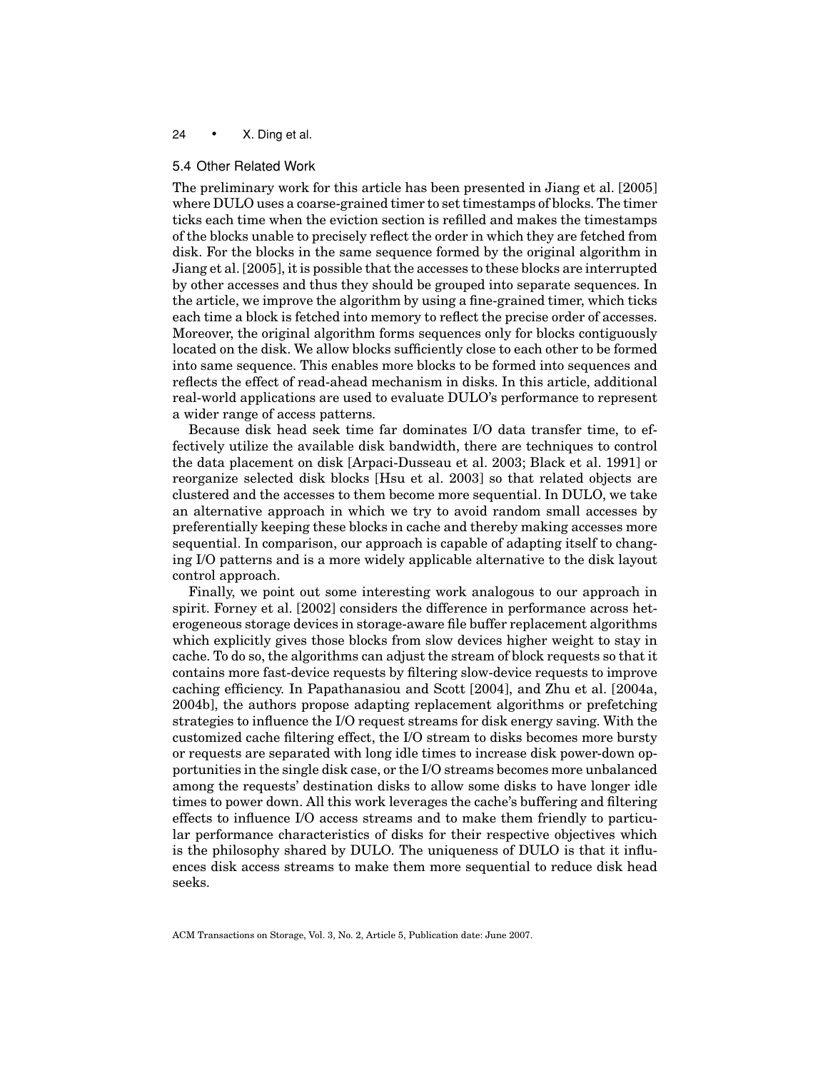### 5.4 Other Related Work

The preliminary work for this article has been presented in Jiang et al. [2005] where DULO uses a coarse-grained timer to set timestamps of blocks. The timer ticks each time when the eviction section is refilled and makes the timestamps of the blocks unable to precisely reflect the order in which they are fetched from disk. For the blocks in the same sequence formed by the original algorithm in Jiang et al. [2005], it is possible that the accesses to these blocks are interrupted by other accesses and thus they should be grouped into separate sequences. In the article, we improve the algorithm by using a fine-grained timer, which ticks each time a block is fetched into memory to reflect the precise order of accesses. Moreover, the original algorithm forms sequences only for blocks contiguously located on the disk. We allow blocks sufficiently close to each other to be formed into same sequence. This enables more blocks to be formed into sequences and reflects the effect of read-ahead mechanism in disks. In this article, additional real-world applications are used to evaluate DULO's performance to represent a wider range of access patterns.

Because disk head seek time far dominates I/O data transfer time, to effectively utilize the available disk bandwidth, there are techniques to control the data placement on disk [Arpaci-Dusseau et al. 2003; Black et al. 1991] or reorganize selected disk blocks [Hsu et al. 2003] so that related objects are clustered and the accesses to them become more sequential. In DULO, we take an alternative approach in which we try to avoid random small accesses by preferentially keeping these blocks in cache and thereby making accesses more sequential. In comparison, our approach is capable of adapting itself to changing I/O patterns and is a more widely applicable alternative to the disk layout control approach.

Finally, we point out some interesting work analogous to our approach in spirit. Forney et al. [2002] considers the difference in performance across heterogeneous storage devices in storage-aware file buffer replacement algorithms which explicitly gives those blocks from slow devices higher weight to stay in cache. To do so, the algorithms can adjust the stream of block requests so that it contains more fast-device requests by filtering slow-device requests to improve caching efficiency. In Papathanasiou and Scott [2004], and Zhu et al. [2004a, 2004b], the authors propose adapting replacement algorithms or prefetching strategies to influence the I/O request streams for disk energy saving. With the customized cache filtering effect, the I/O stream to disks becomes more bursty or requests are separated with long idle times to increase disk power-down opportunities in the single disk case, or the I/O streams becomes more unbalanced among the requests' destination disks to allow some disks to have longer idle times to power down. All this work leverages the cache's buffering and filtering effects to influence I/O access streams and to make them friendly to particular performance characteristics of disks for their respective objectives which is the philosophy shared by DULO. The uniqueness of DULO is that it influences disk access streams to make them more sequential to reduce disk head seeks.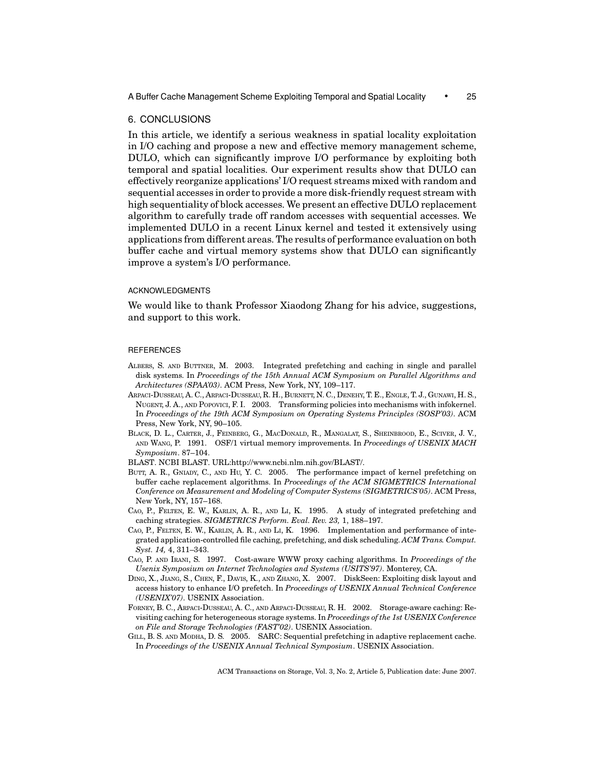## 6. CONCLUSIONS

In this article, we identify a serious weakness in spatial locality exploitation in I/O caching and propose a new and effective memory management scheme, DULO, which can significantly improve I/O performance by exploiting both temporal and spatial localities. Our experiment results show that DULO can effectively reorganize applications' I/O request streams mixed with random and sequential accesses in order to provide a more disk-friendly request stream with high sequentiality of block accesses. We present an effective DULO replacement algorithm to carefully trade off random accesses with sequential accesses. We implemented DULO in a recent Linux kernel and tested it extensively using applications from different areas. The results of performance evaluation on both buffer cache and virtual memory systems show that DULO can significantly improve a system's I/O performance.

### ACKNOWLEDGMENTS

We would like to thank Professor Xiaodong Zhang for his advice, suggestions, and support to this work.

### REFERENCES

Albers, S. and Buttner, M. 2003. Integrated prefetching and caching in single and parallel disk systems. In *Proceedings of the 15th Annual ACM Symposium on Parallel Algorithms and Architectures (SPAA'03)*. ACM Press, New York, NY, 109–117.

Arpaci-Dusseau, A. C., Arpaci-Dusseau, R. H., Burnett, N. C., Denehy, T. E., Engle, T. J., Gunawi, H. S., Nugent, J. A., and Popovici, F. I. 2003. Transforming policies into mechanisms with infokernel. In *Proceedings of the 19th ACM Symposium on Operating Systems Principles (SOSP'03)*. ACM Press, New York, NY, 90–105.

Black, D. L., Carter, J., Feinberg, G., MacDonald, R., Mangalat, S., Sheinbrood, E., Sciver, J. V., and Wang, P. 1991. OSF/1 virtual memory improvements. In *Proceedings of USENIX MACH Symposium*. 87–104.

BLAST. NCBI BLAST. URL:http://www.ncbi.nlm.nih.gov/BLAST/.

Butt, A. R., Gniady, C., and Hu, Y. C. 2005. The performance impact of kernel prefetching on buffer cache replacement algorithms. In *Proceedings of the ACM SIGMETRICS International Conference on Measurement and Modeling of Computer Systems (SIGMETRICS'05)*. ACM Press, New York, NY, 157–168.

Cao, P., Felten, E. W., Karlin, A. R., and Li, K. 1995. A study of integrated prefetching and caching strategies. *SIGMETRICS Perform. Eval. Rev. 23,* 1, 188–197.

Cao, P., Felten, E. W., Karlin, A. R., and Li, K. 1996. Implementation and performance of integrated application-controlled file caching, prefetching, and disk scheduling. *ACM Trans. Comput. Syst. 14,* 4, 311–343.

Cao, P. and Irani, S. 1997. Cost-aware WWW proxy caching algorithms. In *Proceedings of the Usenix Symposium on Internet Technologies and Systems (USITS'97)*. Monterey, CA.

Ding, X., Jiang, S., Chen, F., Davis, K., and Zhang, X. 2007. DiskSeen: Exploiting disk layout and access history to enhance I/O prefetch. In *Proceedings of USENIX Annual Technical Conference (USENIX'07)*. USENIX Association.

Forney, B. C., Arpaci-Dusseau, A. C., and Arpaci-Dusseau, R. H. 2002. Storage-aware caching: Revisiting caching for heterogeneous storage systems. In *Proceedings of the 1st USENIX Conference on File and Storage Technologies (FAST'02)*. USENIX Association.

Gill, B. S. and Modha, D. S. 2005. SARC: Sequential prefetching in adaptive replacement cache. In *Proceedings of the USENIX Annual Technical Symposium*. USENIX Association.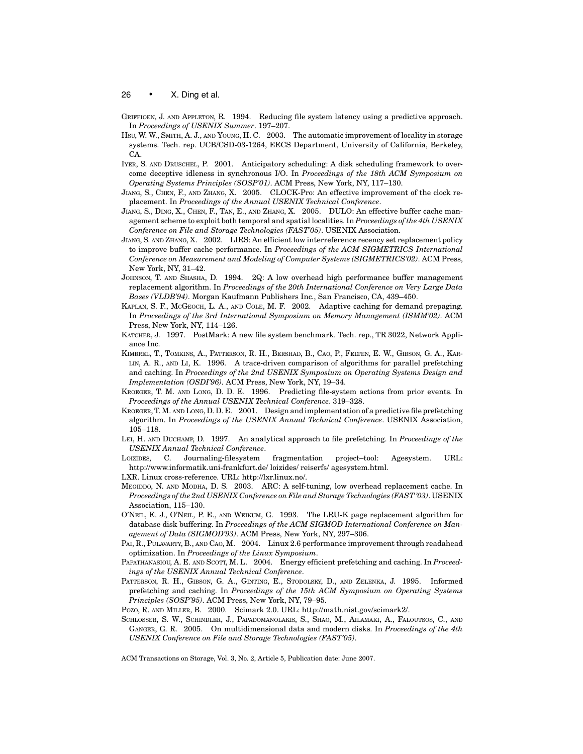GRIFFIOEN, J. AND APPLETON, R. 1994. Reducing file system latency using a predictive approach. In *Proceedings of USENIX Summer*. 197–207.

HSU, W. W., SMITH, A. J., AND YOUNG, H. C. 2003. The automatic improvement of locality in storage systems. Tech. rep. UCB/CSD-03-1264, EECS Department, University of California, Berkeley, CA.

IYER, S. AND DRUSCHEL, P. 2001. Anticipatory scheduling: A disk scheduling framework to overcome deceptive idleness in synchronous I/O. In *Proceedings of the 18th ACM Symposium on Operating Systems Principles (SOSP'01)*. ACM Press, New York, NY, 117–130.

JIANG, S., CHEN, F., AND ZHANG, X. 2005. CLOCK-Pro: An effective improvement of the clock replacement. In *Proceedings of the Annual USENIX Technical Conference*.

JIANG, S., DING, X., CHEN, F., TAN, E., AND ZHANG, X. 2005. DULO: An effective buffer cache management scheme to exploit both temporal and spatial localities. In *Proceedings of the 4th USENIX Conference on File and Storage Technologies (FAST'05)*. USENIX Association.

JIANG, S. AND ZHANG, X. 2002. LIRS: An efficient low interreference recency set replacement policy to improve buffer cache performance. In *Proceedings of the ACM SIGMETRICS International Conference on Measurement and Modeling of Computer Systems (SIGMETRICS'02)*. ACM Press, New York, NY, 31–42.

JOHNSON, T. AND SHASHA, D. 1994. 2Q: A low overhead high performance buffer management replacement algorithm. In *Proceedings of the 20th International Conference on Very Large Data Bases (VLDB'94)*. Morgan Kaufmann Publishers Inc., San Francisco, CA, 439–450.

KAPLAN, S. F., MCGEOCH, L. A., AND COLE, M. F. 2002. Adaptive caching for demand prepaging. In *Proceedings of the 3rd International Symposium on Memory Management (ISMM'02)*. ACM Press, New York, NY, 114–126.

KATCHER, J. 1997. PostMark: A new file system benchmark. Tech. rep., TR 3022, Network Appliance Inc.

KIMBREL, T., TOMKINS, A., PATTERSON, R. H., BERSHAD, B., CAO, P., FELTEN, E. W., GIBSON, G. A., KARLIN, A. R., AND LI, K. 1996. A trace-driven comparison of algorithms for parallel prefetching and caching. In *Proceedings of the 2nd USENIX Symposium on Operating Systems Design and Implementation (OSDI'96)*. ACM Press, New York, NY, 19–34.

KROEGER, T. M. AND LONG, D. D. E. 1996. Predicting file-system actions from prior events. In *Proceedings of the Annual USENIX Technical Conference.* 319–328.

KROEGER, T. M. AND LONG, D. D. E. 2001. Design and implementation of a predictive file prefetching algorithm. In *Proceedings of the USENIX Annual Technical Conference*. USENIX Association, 105–118.

LEI, H. AND DUCHAMP, D. 1997. An analytical approach to file prefetching. In *Proceedings of the USENIX Annual Technical Conference*.

LOIZIDES, C. Journaling-filesystem fragmentation project–tool: Agesystem. URL: http://www.informatik.uni-frankfurt.de/ loizides/ reiserfs/ agesystem.html.

LXR. Linux cross-reference. URL: http://lxr.linux.no/.

MEGIDDO, N. AND MODHA, D. S. 2003. ARC: A self-tuning, low overhead replacement cache. In *Proceedings of the 2nd USENIX Conference on File and Storage Technologies (FAST '03)*. USENIX Association, 115–130.

O'NEIL, E. J., O'NEIL, P. E., AND WEIKUM, G. 1993. The LRU-K page replacement algorithm for database disk buffering. In *Proceedings of the ACM SIGMOD International Conference on Management of Data (SIGMOD'93)*. ACM Press, New York, NY, 297–306.

PAI, R., PULAVARTY, B., AND CAO, M. 2004. Linux 2.6 performance improvement through readahead optimization. In *Proceedings of the Linux Symposium*.

PAPATHANASIOU, A. E. AND SCOTT, M. L. 2004. Energy efficient prefetching and caching. In *Proceedings of the USENIX Annual Technical Conference*.

PATTERSON, R. H., GIBSON, G. A., GINTING, E., STODOLSKY, D., AND ZELENKA, J. 1995. Informed prefetching and caching. In *Proceedings of the 15th ACM Symposium on Operating Systems Principles (SOSP'95)*. ACM Press, New York, NY, 79–95.

POZO, R. AND MILLER, B. 2000. Scimark 2.0. URL: http://math.nist.gov/scimark2/.

SCHLOSSER, S. W., SCHINDLER, J., PAPADOMANOLAKIS, S., SHAO, M., AILAMAKI, A., FALOUTSOS, C., AND GANGER, G. R. 2005. On multidimensional data and modern disks. In *Proceedings of the 4th USENIX Conference on File and Storage Technologies (FAST'05)*.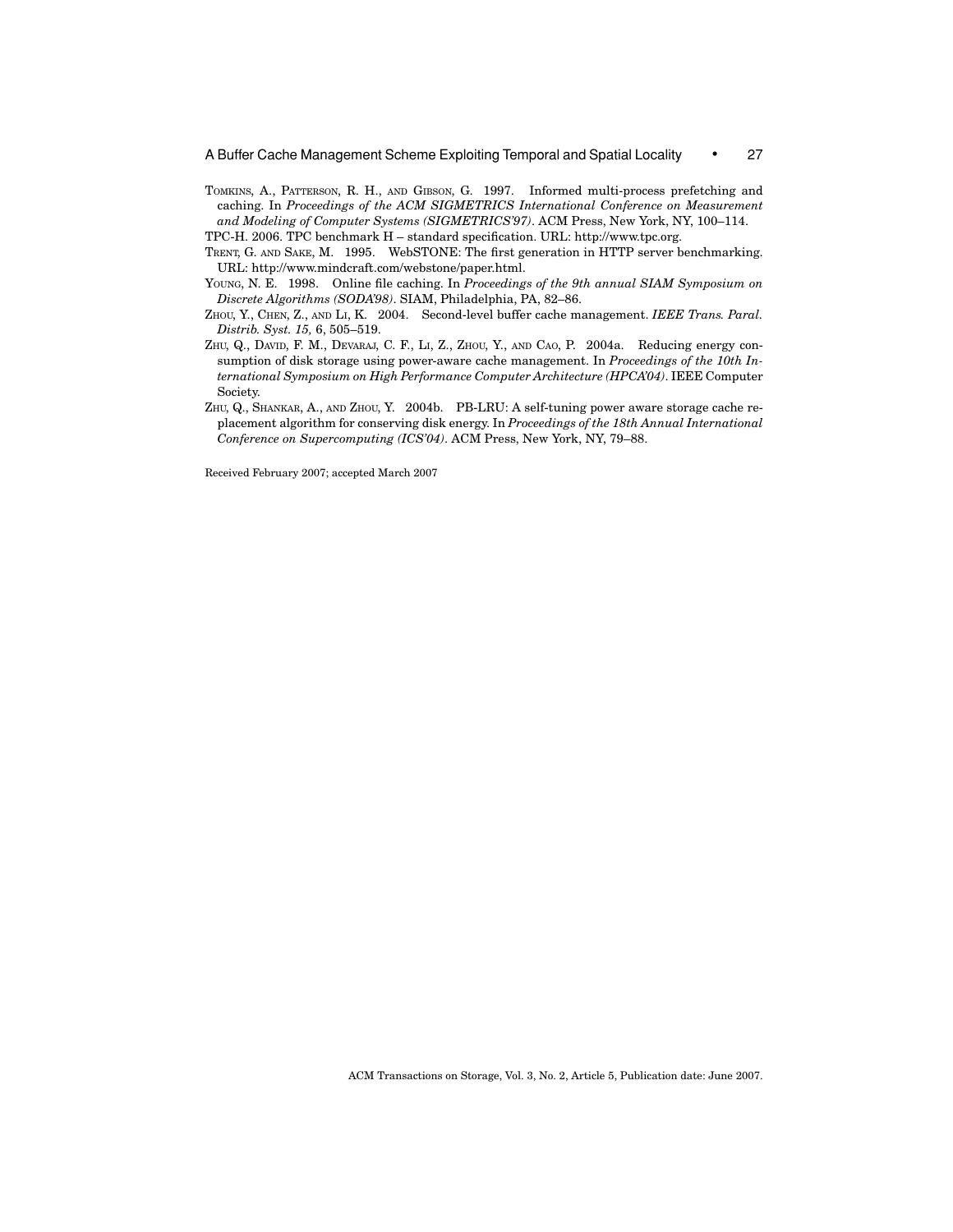TOMKINS, A., PATTERSON, R. H., AND GIBSON, G. 1997. Informed multi-process prefetching and caching. In *Proceedings of the ACM SIGMETRICS International Conference on Measurement and Modeling of Computer Systems (SIGMETRICS'97)*. ACM Press, New York, NY, 100–114.

TPC-H. 2006. TPC benchmark H – standard specification. URL: http://www.tpc.org.

TRENT, G. AND SAKE, M. 1995. WebSTONE: The first generation in HTTP server benchmarking. URL: http://www.mindcraft.com/webstone/paper.html.

YOUNG, N. E. 1998. Online file caching. In *Proceedings of the 9th annual SIAM Symposium on Discrete Algorithms (SODA'98)*. SIAM, Philadelphia, PA, 82–86.

ZHOU, Y., CHEN, Z., AND LI, K. 2004. Second-level buffer cache management. *IEEE Trans. Paral. Distrib. Syst. 15,* 6, 505–519.

ZHU, Q., DAVID, F. M., DEVARAJ, C. F., LI, Z., ZHOU, Y., AND CAO, P. 2004a. Reducing energy consumption of disk storage using power-aware cache management. In *Proceedings of the 10th International Symposium on High Performance Computer Architecture (HPCA'04)*. IEEE Computer Society.

ZHU, Q., SHANKAR, A., AND ZHOU, Y. 2004b. PB-LRU: A self-tuning power aware storage cache replacement algorithm for conserving disk energy. In *Proceedings of the 18th Annual International Conference on Supercomputing (ICS'04)*. ACM Press, New York, NY, 79–88.

Received February 2007; accepted March 2007